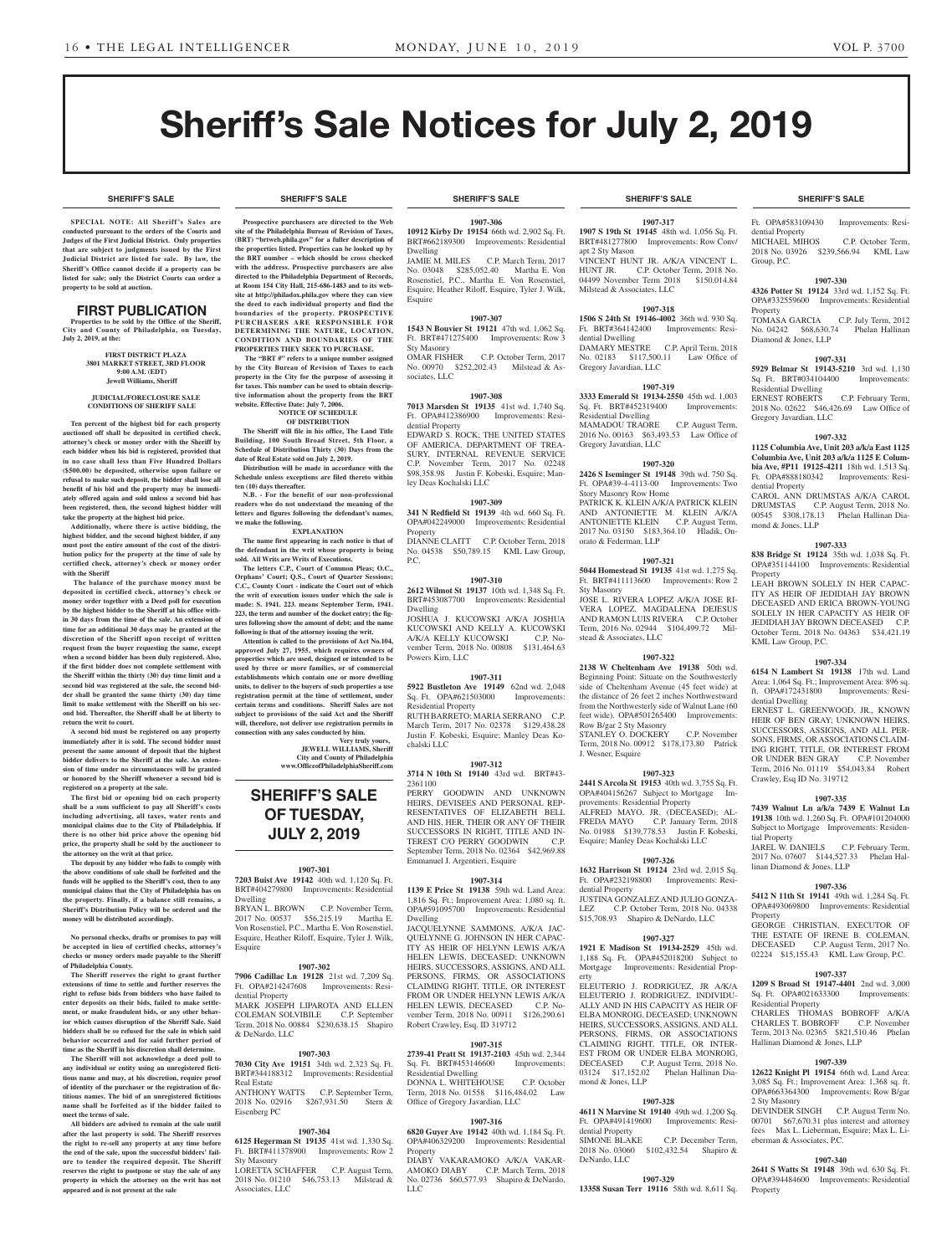# Sheriff's Sale Notices for July 2, 2019

SHERIFF'S SALE

**SPECIAL NOTE: All Sheriff's Sales are conducted pursuant to the orders of the Courts and Judges of the First Judicial District. Only properties that are subject to judgments issued by the First Judicial District are listed for sale. By law, the Sheriff's Office cannot decide if a property can be listed for sale; only the District Courts can order a property to be sold at auction.**

## FIRST PUBLICATION

**Properties to be sold by the Office of the Sheriff, City and County of Philadelphia, on Tuesday, July 2, 2019, at the:**

**FIRST DISTRICT PLAZA**
**3801 MARKET STREET, 3RD FLOOR**
**9:00 A.M. (EDT)**
**Jewell Williams, Sheriff**

**JUDICIAL/FORECLOSURE SALE CONDITIONS OF SHERIFF SALE**

**Ten percent of the highest bid for each property auctioned off shall be deposited in certified check, attorney's check or money order with the Sheriff by each bidder when his bid is registered, provided that in no case shall less than Five Hundred Dollars ($500.00) be deposited, otherwise upon failure or refusal to make such deposit, the bidder shall lose all benefit of his bid and the property may be immediately offered again and sold unless a second bid has been registered, then, the second highest bidder will take the property at the highest bid price.**

**Additionally, where there is active bidding, the highest bidder, and the second highest bidder, if any must post the entire amount of the cost of the distribution policy for the property at the time of sale by certified check, attorney's check or money order with the Sheriff**

**The balance of the purchase money must be deposited in certified check, attorney's check or money order together with a Deed poll for execution by the highest bidder to the Sheriff at his office within 30 days from the time of the sale. An extension of time for an additional 30 days may be granted at the discretion of the Sheriff upon receipt of written request from the buyer requesting the same, except when a second bidder has been duly registered. Also, if the first bidder does not complete settlement with the Sheriff within the thirty (30) day time limit and a second bid was registered at the sale, the second bidder shall be granted the same thirty (30) day time limit to make settlement with the Sheriff on his second bid. Thereafter, the Sheriff shall be at liberty to return the writ to court.**

**A second bid must be registered on any property immediately after it is sold. The second bidder must present the same amount of deposit that the highest bidder delivers to the Sheriff at the sale. An extension of time under no circumstances will be granted or honored by the Sheriff whenever a second bid is registered on a property at the sale.**

**The first bid or opening bid on each property shall be a sum sufficient to pay all Sheriff's costs including advertising, all taxes, water rents and municipal claims due to the City of Philadelphia. If there is no other bid price above the opening bid price, the property shall be sold by the auctioneer to the attorney on the writ at that price.**

**The deposit by any bidder who fails to comply with the above conditions of sale shall be forfeited and the funds will be applied to the Sheriff's cost, then to any municipal claims that the City of Philadelphia has on the property. Finally, if a balance still remains, a Sheriff's Distribution Policy will be ordered and the money will be distributed accordingly.**

**No personal checks, drafts or promises to pay will be accepted in lieu of certified checks, attorney's checks or money orders made payable to the Sheriff of Philadelphia County.**

**The Sheriff reserves the right to grant further extensions of time to settle and further reserves the right to refuse bids from bidders who have failed to enter deposits on their bids, failed to make settlement, or make fraudulent bids, or any other behavior which causes disruption of the Sheriff Sale. Said bidders shall be so refused for the sale in which said behavior occurred and for said further period of time as the Sheriff in his discretion shall determine.**

**The Sheriff will not acknowledge a deed poll to any individual or entity using an unregistered fictitious name and may, at his discretion, require proof of identity of the purchaser or the registration of fictitious names. The bid of an unregistered fictitious name shall be forfeited as if the bidder failed to meet the terms of sale.**

**All bidders are advised to remain at the sale until after the last property is sold. The Sheriff reserves the right to re-sell any property at any time before the end of the sale, upon the successful bidders' failure to tender the required deposit. The Sheriff reserves the right to postpone or stay the sale of any property in which the attorney on the writ has not appeared and is not present at the sale**

**Prospective purchasers are directed to the Web site of the Philadelphia Bureau of Revision of Taxes, (BRT) "brtweb.phila.gov" for a fuller description of the properties listed. Properties can be looked up by the BRT number – which should be cross checked with the address. Prospective purchasers are also directed to the Philadelphia Department of Records, at Room 154 City Hall, 215-686-1483 and to its website at http://philadox.phila.gov where they can view the deed to each individual property and find the boundaries of the property. PROSPECTIVE PURCHASERS ARE RESPONSIBLE FOR DETERMINING THE NATURE, LOCATION, CONDITION AND BOUNDARIES OF THE PROPERTIES THEY SEEK TO PURCHASE.**

**The "BRT #" refers to a unique number assigned by the City Bureau of Revision of Taxes to each property in the City for the purpose of assessing it for taxes. This number can be used to obtain descriptive information about the property from the BRT website. Effective Date: July 7, 2006.**

**NOTICE OF SCHEDULE OF DISTRIBUTION**

**The Sheriff will file in his office, The Land Title Building, 100 South Broad Street, 5th Floor, a Schedule of Distribution Thirty (30) Days from the date of Real Estate sold on July 2, 2019.**

**Distribution will be made in accordance with the Schedule unless exceptions are filed thereto within ten (10) days thereafter.**

**N.B. - For the benefit of our non-professional readers who do not understand the meaning of the letters and figures following the defendant's names, we make the following.**

**EXPLANATION**

**The name first appearing in each notice is that of the defendant in the writ whose property is being sold. All Writs are Writs of Executions.**

**The letters C.P., Court of Common Pleas; O.C., Orphans' Court; Q.S., Court of Quarter Sessions; C.C., County Court - indicate the Court out of which the writ of execution issues under which the sale is made: S. 1941. 223. means September Term, 1941. 223, the term and number of the docket entry; the figures following show the amount of debt; and the name following is that of the attorney issuing the writ.**

**Attention is called to the provisions of Act No.104, approved July 27, 1955, which requires owners of properties which are used, designed or intended to be used by three or more families, or of commercial establishments which contain one or more dwelling units, to deliver to the buyers of such properties a use registration permit at the time of settlement, under certain terms and conditions. Sheriff Sales are not subject to provisions of the said Act and the Sheriff will, therefore, not deliver use registration permits in connection with any sales conducted by him.**

**Very truly yours,**
**JEWELL WILLIAMS, Sheriff**
**City and County of Philadelphia**
**www.OfficeofPhiladelphiaSheriff.com**

## SHERIFF'S SALE OF TUESDAY, JULY 2, 2019

**1907-301**

**7203 Buist Ave 19142** 40th wd. 1,120 Sq. Ft. BRT#404279800 Improvements: Residential Dwelling
BRYAN L. BROWN C.P. November Term, 2017 No. 00537 $56,215.19 Martha E. Von Rosenstiel, P.C., Martha E. Von Rosenstiel, Esquire, Heather Riloff, Esquire, Tyler J. Wilk, Esquire

**1907-302**

**7906 Cadillac Ln 19128** 21st wd. 7,209 Sq. Ft. OPA#214247608 Improvements: Residential Property
MARK JOSEPH LIPAROTA AND ELLEN COLEMAN SOLVIBILE C.P. September Term, 2018 No. 00884 $230,638.15 Shapiro & DeNardo, LLC

**1907-303**

**7030 City Ave 19151** 34th wd. 2,323 Sq. Ft. BRT#344188312 Improvements: Residential Real Estate
ANTHONY WATTS C.P. September Term, 2018 No. 02916 $267,931.50 Stern & Eisenberg PC

**1907-304**

**6125 Hegerman St 19135** 41st wd. 1,330 Sq. Ft. BRT#411378900 Improvements: Row 2 Sty Masonry
LORETTA SCHAFFER C.P. August Term, 2018 No. 01210 $46,753.13 Milstead & Associates, LLC

**1907-306**

**10912 Kirby Dr 19154** 66th wd. 2,902 Sq. Ft. BRT#662189300 Improvements: Residential Dwelling
JAMIE M. MILES C.P. March Term, 2017 No. 03048 $285,052.40 Martha E. Von Rosenstiel, P.C., Martha E. Von Rosenstiel, Esquire, Heather Riloff, Esquire, Tyler J. Wilk, Esquire

**1907-307**

**1543 N Bouvier St 19121** 47th wd. 1,062 Sq. Ft. BRT#471275400 Improvements: Row 3 Sty Masonry
OMAR FISHER C.P. October Term, 2017 No. 00970 $252,202.43 Milstead & Associates, LLC

**1907-308**

**7013 Marsden St 19135** 41st wd. 1,740 Sq. Ft. OPA#412386900 Improvements: Residential Property
EDWARD S. ROCK; THE UNITED STATES OF AMERICA, DEPARTMENT OF TREASURY, INTERNAL REVENUE SERVICE C.P. November Term, 2017 No. 02248 $98,358.98 Justin F. Kobeski, Esquire; Manley Deas Kochalski LLC

**1907-309**

**341 N Redfield St 19139** 4th wd. 660 Sq. Ft. OPA#042249000 Improvements: Residential Property
DIANNE CLAITT C.P. October Term, 2018 No. 04538 $50,789.15 KML Law Group, P.C.

**1907-310**

**2612 Wilmot St 19137** 10th wd. 1,348 Sq. Ft. BRT#453087700 Improvements: Residential Dwelling
JOSHUA J. KUCOWSKI A/K/A JOSHUA KUCOWSKI AND KELLY A. KUCOWSKI A/K/A KELLY KUCOWSKI C.P. November Term, 2018 No. 00808 $131,464.63 Powers Kirn, LLC

**1907-311**

**5922 Bustleton Ave 19149** 62nd wd. 2,048 Sq. Ft. OPA#621503000 Improvements: Residential Property
RUTH BARRETO; MARIA SERRANO C.P. March Term, 2017 No. 02378 $129,438.28 Justin F. Kobeski, Esquire; Manley Deas Kochalski LLC

**1907-312**

**3714 N 10th St 19140** 43rd wd. BRT#43-2361100
PERRY GOODWIN AND UNKNOWN HEIRS, DEVISEES AND PERSONAL REPRESENTATIVES OF ELIZABETH BELL AND HIS, HER, THEIR OR ANY OF THEIR SUCCESSORS IN RIGHT, TITLE AND INTEREST C/O PERRY GOODWIN C.P. September Term, 2018 No. 02364 $42,969.88 Emmanuel J. Argentieri, Esquire

**1907-314**

**1139 E Price St 19138** 59th wd. Land Area: 1,816 Sq. Ft.; Improvement Area: 1,080 sq. ft. OPA#591095700 Improvements: Residential Dwelling
JACQUELYNNE SAMMONS, A/K/A JACQUELYNNE G. JOHNSON IN HER CAPACITY AS HEIR OF HELYNN LEWIS A/K/A HELEN LEWIS, DECEASED; UNKNOWN HEIRS, SUCCESSORS, ASSIGNS, AND ALL PERSONS, FIRMS, OR ASSOCIATIONS CLAIMING RIGHT, TITLE, OR INTEREST FROM OR UNDER HELYNN LEWIS A/K/A HELEN LEWIS, DECEASED C.P. November Term, 2018 No. 00911 $126,290.61 Robert Crawley, Esq. ID 319712

**1907-315**

**2739-41 Pratt St 19137-2103** 45th wd. 2,344 Sq. Ft. BRT#453146600 Improvements: Residential Dwelling
DONNA L. WHITEHOUSE C.P. October Term, 2018 No. 01558 $116,484.02 Law Office of Gregory Javardian, LLC

**1907-316**

**6820 Guyer Ave 19142** 40th wd. 1,184 Sq. Ft. OPA#406329200 Improvements: Residential Property
DIABY VAKARAMOKO A/K/A VAKARAMOKO DIABY C.P. March Term, 2018 No. 02736 $60,577.93 Shapiro & DeNardo, LLC

**1907-317**

**1907 S 19th St 19145** 48th wd. 1,056 Sq. Ft. BRT#481277800 Improvements: Row Conv/apt 2 Sty Mason
VINCENT HUNT JR. A/K/A VINCENT L. HUNT JR. C.P. October Term, 2018 No. 04499 November Term 2018 $150,014.84 Milstead & Associates, LLC

**1907-318**

**1506 S 24th St 19146-4002** 36th wd. 930 Sq. Ft. BRT#364142400 Improvements: Residential Dwelling
DAMARY MESTRE C.P. April Term, 2018 No. 02183 $117,500.11 Law Office of Gregory Javardian, LLC

**1907-319**

**3333 Emerald St 19134-2550** 45th wd. 1,003 Sq. Ft. BRT#452319400 Improvements: Residential Dwelling
MAMADOU TRAORE C.P. August Term, 2016 No. 00163 $63,493.53 Law Office of Gregory Javardian, LLC

**1907-320**

**2426 S Iseminger St 19148** 39th wd. 750 Sq. Ft. OPA#39-4-4113-00 Improvements: Two Story Masonry Row Home
PATRICK K. KLEIN A/K/A PATRICK KLEIN AND ANTONIETTE M. KLEIN A/K/A ANTONIETTE KLEIN C.P. August Term, 2017 No. 03150 $183,364.10 Hladik, Onorato & Federman, LLP

**1907-321**

**5044 Homestead St 19135** 41st wd. 1,275 Sq. Ft. BRT#411113600 Improvements: Row 2 Sty Masonry
JOSE L. RIVERA LOPEZ A/K/A JOSE RIVERA LOPEZ, MAGDALENA DEJESUS AND RAMON LUIS RIVERA C.P. October Term, 2016 No. 02944 $104,499.72 Milstead & Associates, LLC

**1907-322**

**2138 W Cheltenham Ave 19138** 50th wd. Beginning Point: Situate on the Southwesterly side of Cheltenham Avenue (45 feet wide) at the distance of 26 feet 2 inches Northwestward from the Northwesterly side of Walnut Lane (60 feet wide). OPA#501265400 Improvements: Row B/gar 2 Sty Masonry
STANLEY O. DOCKERY C.P. November Term, 2018 No. 00912 $178,173.80 Patrick J. Wesner, Esquire

**1907-323**

**2441 S Arcola St 19153** 40th wd. 3,755 Sq. Ft. OPA#404156267 Subject to Mortgage Improvements: Residential Property
ALFRED MAYO, JR. (DECEASED); ALFREDA MAYO C.P. January Term, 2018 No. 01988 $139,778.53 Justin F. Kobeski, Esquire; Manley Deas Kochalski LLC

**1907-326**

**1632 Harrison St 19124** 23rd wd. 2,015 Sq. Ft. OPA#232198800 Improvements: Residential Property
JUSTINA GONZALEZ AND JULIO GONZALEZ C.P. October Term, 2018 No. 04338 $15,708.93 Shapiro & DeNardo, LLC

**1907-327**

**1921 E Madison St 19134-2529** 45th wd. 1,188 Sq. Ft. OPA#452018200 Subject to Mortgage Improvements: Residential Property
ELEUTERIO J. RODRIGUEZ, JR A/K/A ELEUTERIO J. RODRIGUEZ, INDIVIDUALLY AND IN HIS CAPACITY AS HEIR OF ELBA MONROIG, DECEASED; UNKNOWN HEIRS, SUCCESSORS, ASSIGNS, AND ALL PERSONS, FIRMS, OR ASSOCIATIONS CLAIMING RIGHT, TITLE, OR INTEREST FROM OR UNDER ELBA MONROIG, DECEASED C.P. August Term, 2018 No. 03124 $17,152.02 Phelan Hallinan Diamond & Jones, LLP

**1907-328**

**4611 N Marvine St 19140** 49th wd. 1,200 Sq. Ft. OPA#491419600 Improvements: Residential Property
SIMONE BLAKE C.P. December Term, 2018 No. 03060 $102,432.54 Shapiro & DeNardo, LLC

**1907-329**

**13358 Susan Terr 19116** 58th wd. 8,611 Sq. Ft. OPA#583109430 Improvements: Residential Property
MICHAEL MIHOS C.P. October Term, 2018 No. 03926 $239,566.94 KML Law Group, P.C.

**1907-330**

**4326 Potter St 19124** 33rd wd. 1,152 Sq. Ft. OPA#332559600 Improvements: Residential Property
TOMASA GARCIA C.P. July Term, 2012 No. 04242 $68,630.74 Phelan Hallinan Diamond & Jones, LLP

**1907-331**

**5929 Belmar St 19143-5210** 3rd wd. 1,130 Sq. Ft. BRT#034104400 Improvements: Residential Dwelling
ERNEST ROBERTS C.P. February Term, 2018 No. 02622 $46,426.69 Law Office of Gregory Javardian, LLC

**1907-332**

**1125 Columbia Ave, Unit 203 a/k/a East 1125 Columbia Ave, Unit 203 a/k/a 1125 E Columbia Ave, #P11 19125-4211** 18th wd. 1,513 Sq. Ft. OPA#888180342 Improvements: Residential Property
CAROL ANN DRUMSTAS A/K/A CAROL DRUMSTAS C.P. August Term, 2018 No. 00545 $308,178.13 Phelan Hallinan Diamond & Jones, LLP

**1907-333**

**838 Bridge St 19124** 35th wd. 1,038 Sq. Ft. OPA#351144100 Improvements: Residential Property
LEAH BROWN SOLELY IN HER CAPACITY AS HEIR OF JEDIDIAH JAY BROWN DECEASED AND ERICA BROWN-YOUNG SOLELY IN HER CAPACITY AS HEIR OF JEDIDIAH JAY BROWN DECEASED C.P. October Term, 2018 No. 04363 $34,421.19 KML Law Group, P.C.

**1907-334**

**6154 N Lambert St 19138** 17th wd. Land Area: 1,064 Sq. Ft.; Improvement Area: 896 sq. ft. OPA#172431800 Improvements: Residential Dwelling
ERNEST L. GREENWOOD, JR., KNOWN HEIR OF BEN GRAY; UNKNOWN HEIRS, SUCCESSORS, ASSIGNS, AND ALL PERSONS, FIRMS, OR ASSOCIATIONS CLAIMING RIGHT, TITLE, OR INTEREST FROM OR UNDER BEN GRAY C.P. November Term, 2016 No. 01119 $54,043.84 Robert Crawley, Esq ID No. 319712

**1907-335**

**7439 Walnut Ln a/k/a 7439 E Walnut Ln 19138** 10th wd. 1,260 Sq. Ft. OPA#101204000 Subject to Mortgage Improvements: Residential Property
JAREL W. DANIELS C.P. February Term, 2017 No. 07607 $144,527.33 Phelan Hallinan Diamond & Jones, LLP

**1907-336**

**5412 N 11th St 19141** 49th wd. 1,284 Sq. Ft. OPA#493069800 Improvements: Residential Property
GEORGE CHRISTIAN, EXECUTOR OF THE ESTATE OF IRENE B. COLEMAN, DECEASED C.P. August Term, 2017 No. 02224 $15,155.43 KML Law Group, P.C.

**1907-337**

**1209 S Broad St 19147-4401** 2nd wd. 3,000 Sq. Ft. OPA#021633300 Improvements: Residential Property
CHARLES THOMAS BOBROFF A/K/A CHARLES T. BOBROFF C.P. November Term, 2013 No. 02365 $821,510.46 Phelan Hallinan Diamond & Jones, LLP

**1907-339**

**12622 Knight Pl 19154** 66th wd. Land Area: 3,085 Sq. Ft.; Improvement Area: 1,368 sq. ft. OPA#663364300 Improvements: Row B/gar 2 Sty Masonry
DEVINDER SINGH C.P. August Term No. 00701 $67,670.31 plus interest and attorney fees Max L. Lieberman, Esquire; Max L. Lieberman & Associates, P.C.

**1907-340**

**2641 S Watts St 19148** 39th wd. 630 Sq. Ft. OPA#394484600 Improvements: Residential Property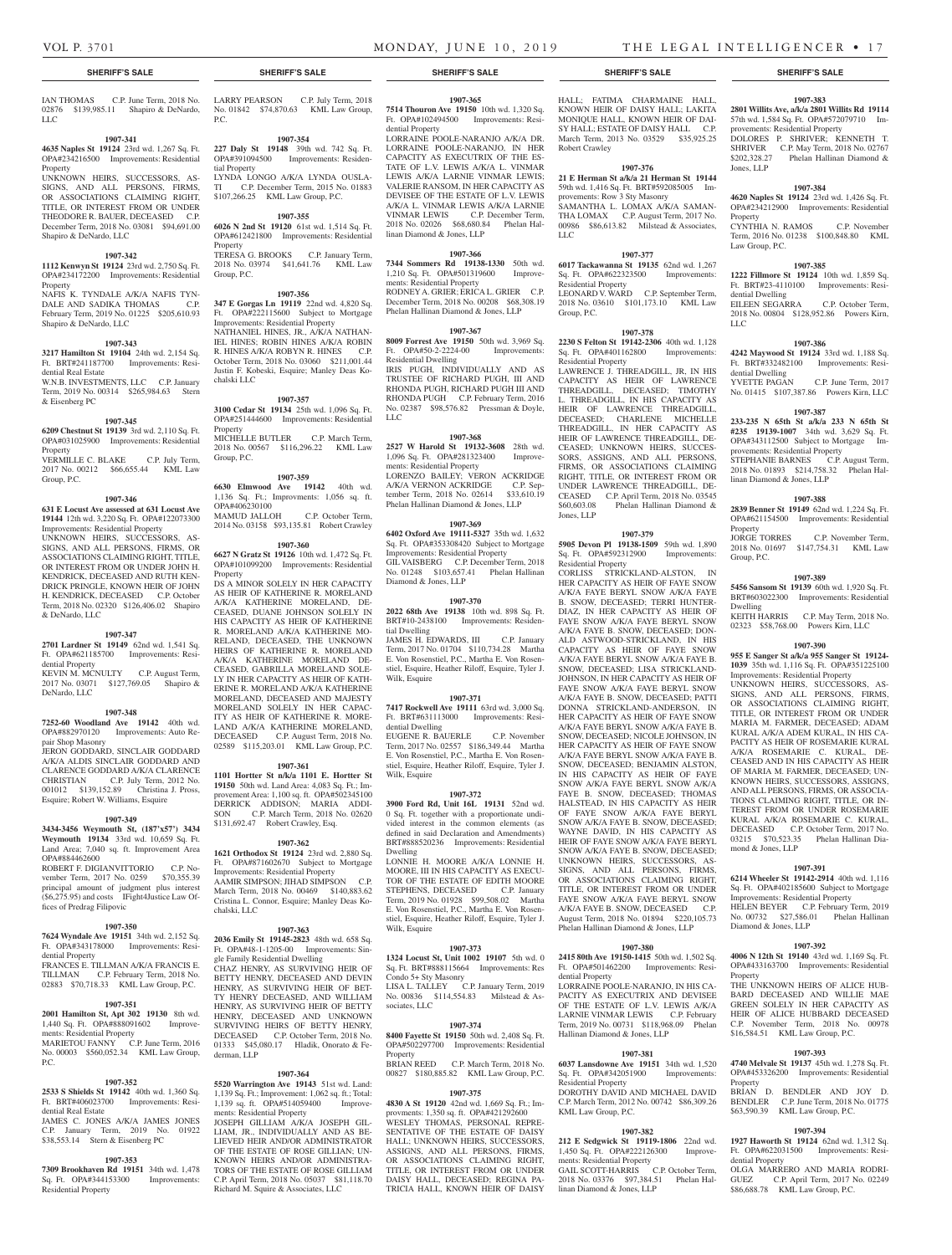## SHERIFF'S SALE

IAN THOMAS C.P. June Term, 2018 No. 02876 $139,985.11 Shapiro & DeNardo, LLC

**1907-341**

**4635 Naples St 19124** 23rd wd. 1,267 Sq. Ft. OPA#234216500 Improvements: Residential Property
UNKNOWN HEIRS, SUCCESSORS, ASSIGNS, AND ALL PERSONS, FIRMS, OR ASSOCIATIONS CLAIMING RIGHT, TITLE, OR INTEREST FROM OR UNDER THEODORE R. BAUER, DECEASED C.P. December Term, 2018 No. 03081 $94,691.00 Shapiro & DeNardo, LLC

**1907-342**

**1112 Kenwyn St 19124** 23rd wd. 2,750 Sq. Ft. OPA#234172200 Improvements: Residential Property
NAFIS K. TYNDALE A/K/A NAFIS TYNDALE AND SADIKA THOMAS C.P. February Term, 2019 No. 01225 $205,610.93 Shapiro & DeNardo, LLC

**1907-343**

**3217 Hamilton St 19104** 24th wd. 2,154 Sq. Ft. BRT#241187700 Improvements: Residential Real Estate
W.N.B. INVESTMENTS, LLC C.P. January Term, 2019 No. 00314 $265,984.63 Stern & Eisenberg PC

**1907-345**

**6209 Chestnut St 19139** 3rd wd. 2,110 Sq. Ft. OPA#031025900 Improvements: Residential Property
VERMILLE C. BLAKE C.P. July Term, 2017 No. 00212 $66,655.44 KML Law Group, P.C.

**1907-346**

**631 E Locust Ave assessed at 631 Locust Ave 19144** 12th wd. 3,220 Sq. Ft. OPA#122073300 Improvements: Residential Property
UNKNOWN HEIRS, SUCCESSORS, ASSIGNS, AND ALL PERSONS, FIRMS, OR ASSOCIATIONS CLAIMING RIGHT, TITLE, OR INTEREST FROM OR UNDER JOHN H. KENDRICK, DECEASED AND RUTH KENDRICK PRINGLE, KNOWN HEIR OF JOHN H. KENDRICK, DECEASED C.P. October Term, 2018 No. 02320 $126,406.02 Shapiro & DeNardo, LLC

**1907-347**

**2701 Lardner St 19149** 62nd wd. 1,541 Sq. Ft. OPA#621185700 Improvements: Residential Property
KEVIN M. MCNULTY C.P. August Term, 2017 No. 03071 $127,769.05 Shapiro & DeNardo, LLC

**1907-348**

**7252-60 Woodland Ave 19142** 40th wd. OPA#882970120 Improvements: Auto Repair Shop Masonry
JERON GODDARD, SINCLAIR GODDARD A/K/A ALDIS SINCLAIR GODDARD AND CLARENCE GODDARD A/K/A CLARENCE CHRISTIAN C.P. July Term, 2012 No. 001012 $139,152.89 Christina J. Pross, Esquire; Robert W. Williams, Esquire

**1907-349**

**3434-3456 Weymouth St, (187'x57') 3434 Weymouth 19134** 33rd wd. 10,659 Sq. Ft. Land Area; 7,040 sq. ft. Improvement Area OPA#884462600
ROBERT F. DIGIANVITTORIO C.P. November Term, 2017 No. 0259 $70,355.39 principal amount of judgment plus interest ($6,275.95) and costs IFight4Justice Law Offices of Predrag Filipovic

**1907-350**

**7624 Wyndale Ave 19151** 34th wd. 2,152 Sq. Ft. OPA#343178000 Improvements: Residential Property
FRANCES E. TILLMAN A/K/A FRANCIS E. TILLMAN C.P. February Term, 2018 No. 02883 $70,718.33 KML Law Group, P.C.

**1907-351**

**2001 Hamilton St, Apt 302 19130** 8th wd. 1,440 Sq. Ft. OPA#888091602 Improvements: Residential Property
MARIETOU FANNY C.P. June Term, 2016 No. 00003 $560,052.34 KML Law Group, P.C.

**1907-352**

**2533 S Shields St 19142** 40th wd. 1,360 Sq. Ft. BRT#406023700 Improvements: Residential Real Estate
JAMES C. JONES A/K/A JAMES JONES C.P. January Term, 2019 No. 01922 $38,553.14 Stern & Eisenberg PC

**1907-353**

**7309 Brookhaven Rd 19151** 34th wd. 1,478 Sq. Ft. OPA#344153300 Improvements: Residential Property
LARRY PEARSON C.P. July Term, 2018 No. 01842 $74,870.63 KML Law Group, P.C.

**1907-354**

**227 Daly St 19148** 39th wd. 742 Sq. Ft. OPA#391094500 Improvements: Residential Property
LYNDA LONGO A/K/A LYNDA OUSLATI C.P. December Term, 2015 No. 01883 $107,266.25 KML Law Group, P.C.

**1907-355**

**6026 N 2nd St 19120** 61st wd. 1,514 Sq. Ft. OPA#612421800 Improvements: Residential Property
TERESA G. BROOKS C.P. January Term, 2018 No. 03974 $41,641.76 KML Law Group, P.C.

**1907-356**

**347 E Gorgas Ln 19119** 22nd wd. 4,820 Sq. Ft. OPA#222115600 Subject to Mortgage Improvements: Residential Property
NATHANIEL HINES, JR., A/K/A NATHANIEL HINES; ROBIN HINES A/K/A ROBIN R. HINES A/K/A ROBYN R. HINES C.P. October Term, 2018 No. 03060 $211,001.44 Justin F. Kobeski, Esquire; Manley Deas Kochalski LLC

**1907-357**

**3100 Cedar St 19134** 25th wd. 1,096 Sq. Ft. OPA#251444600 Improvements: Residential Property
MICHELLE BUTLER C.P. March Term, 2018 No. 00567 $116,296.22 KML Law Group, P.C.

**1907-359**

**6630 Elmwood Ave 19142** 40th wd. 1,136 Sq. Ft.; Improvments: 1,056 sq. ft. OPA#406230100
MAMUD JALLOH C.P. October Term, 2014 No. 03158 $93,135.81 Robert Crawley

**1907-360**

**6627 N Gratz St 19126** 10th wd. 1,472 Sq. Ft. OPA#101099200 Improvements: Residential Property
DS A MINOR SOLELY IN HER CAPACITY AS HEIR OF KATHERINE R. MORELAND A/K/A KATHERINE MORELAND, DECEASED, DUANE JOHNSON SOLELY IN HIS CAPACITY AS HEIR OF KATHERINE R. MORELAND A/K/A KATHERINE MORELAND, DECEASED, THE UNKNOWN HEIRS OF KATHERINE R. MORELAND A/K/A KATHERINE MORELAND DECEASED, GABRILLA MORELAND SOLELY IN HER CAPACITY AS HEIR OF KATHERINE R. MORELAND A/K/A KATHERINE MORELAND, DECEASED AND MAJESTY MORELAND SOLELY IN HER CAPACITY AS HEIR OF KATHERINE R. MORELAND A/K/A KATHERINE MORELAND, DECEASED C.P. August Term, 2018 No. 02589 $115,203.01 KML Law Group, P.C.

**1907-361**

**1101 Hortter St n/k/a 1101 E. Hortter St 19150** 50th wd. Land Area: 4,083 Sq. Ft.; Improvement Area: 1,100 sq. ft. OPA#502345100
DERRICK ADDISON; MARIA ADDISON C.P. March Term, 2018 No. 02620 $131,692.47 Robert Crawley, Esq.

**1907-362**

**1621 Orthodox St 19124** 23rd wd. 2,880 Sq. Ft. OPA#871602670 Subject to Mortgage Improvements: Residential Property
AAMIR SIMPSON; JIHAD SIMPSON C.P. March Term, 2018 No. 00469 $140,883.62 Cristina L. Connor, Esquire; Manley Deas Kochalski LLC

**1907-363**

**2036 Emily St 19145-2823** 48th wd. 658 Sq. Ft. OPA#48-1-1205-00 Improvements: Single Family Residential Dwelling
CHAZ HENRY, AS SURVIVING HEIR OF BETTY HENRY, DECEASED AND DEVIN HENRY, AS SURVIVING HEIR OF BETTY HENRY DECEASED, AND WILLIAM HENRY, AS SURVIVING HEIR OF BETTY HENRY, DECEASED AND UNKNOWN SURVIVING HEIRS OF BETTY HENRY, DECEASED C.P. October Term, 2018 No. 01333 $45,080.17 Hladik, Onorato & Federman, LLP

**1907-364**

**5520 Warrington Ave 19143** 51st wd. Land: 1,139 Sq. Ft.; Improvement: 1,062 sq. ft.; Total: 1,139 sq. ft. OPA#514059400 Improvements: Residential Property
JOSEPH GILLIAM A/K/A JOSEPH GILLIAM, JR., INDIVIDUALLY AND AS BELIEVED HEIR AND/OR ADMINISTRATOR OF THE ESTATE OF ROSE GILLIAN; UNKNOWN HEIRS AND/OR ADMINISTRATORS OF THE ESTATE OF ROSE GILLIAM C.P. April Term, 2018 No. 05037 $81,118.70 Richard M. Squire & Associates, LLC

**1907-365**

**7514 Thouron Ave 19150** 10th wd. 1,320 Sq. Ft. OPA#102494500 Improvements: Residential Property
LORRAINE POOLE-NARANJO A/K/A DR. LORRAINE POOLE-NARANJO, IN HER CAPACITY AS EXECUTRIX OF THE ESTATE OF L.V. LEWIS A/K/A L. VINMAR LEWIS A/K/A LARNIE VINMAR LEWIS; VALERIE RANSOM, IN HER CAPACITY AS DEVISEE OF THE ESTATE OF L.V. LEWIS A/K/A L. VINMAR LEWIS A/K/A LARNIE VINMAR LEWIS C.P. December Term, 2018 No. 02026 $68,680.84 Phelan Hallinan Diamond & Jones, LLP

**1907-366**

**7344 Sommers Rd 19138-1330** 50th wd. 1,210 Sq. Ft. OPA#501319600 Improvements: Residential Property
RODNEY A. GRIER; ERICA L. GRIER C.P. December Term, 2018 No. 00208 $68,308.19 Phelan Hallinan Diamond & Jones, LLP

**1907-367**

**8009 Forrest Ave 19150** 50th wd. 3,969 Sq. Ft. OPA#50-2-2224-00 Improvements: Residential Dwelling
IRIS PUGH, INDIVIDUALLY AND AS TRUSTEE OF RICHARD PUGH, III AND RHONDA PUGH, RICHARD PUGH III AND RHONDA PUGH C.P. February Term, 2016 No. 02387 $98,576.82 Pressman & Doyle, LLC

**1907-368**

**2527 W Harold St 19132-3608** 28th wd. 1,096 Sq. Ft. OPA#281323400 Improvements: Residential Property
LORENZO BAILEY; VERON ACKRIDGE A/K/A VERNON ACKRIDGE C.P. September Term, 2018 No. 02614 $33,610.19 Phelan Hallinan Diamond & Jones, LLP

**1907-369**

**6402 Oxford Ave 19111-5327** 35th wd. 1,632 Sq. Ft. OPA#353308420 Subject to Mortgage Improvements: Residential Property
GIL VAISBERG C.P. December Term, 2018 No. 01248 $103,657.41 Phelan Hallinan Diamond & Jones, LLP

**1907-370**

**2022 68th Ave 19138** 10th wd. 898 Sq. Ft. BRT#10-2438100 Improvements: Residential Dwelling
JAMES H. EDWARDS, III C.P. January Term, 2017 No. 01704 $110,734.28 Martha E. Von Rosenstiel, P.C., Martha E. Von Rosenstiel, Esquire, Heather Riloff, Esquire, Tyler J. Wilk, Esquire

**1907-371**

**7417 Rockwell Ave 19111** 63rd wd. 3,000 Sq. Ft. BRT#631113000 Improvements: Residential Dwelling
EUGENE R. BAUERLE C.P. November Term, 2017 No. 02557 $186,349.44 Martha E. Von Rosenstiel, P.C., Martha E. Von Rosenstiel, Esquire, Heather Riloff, Esquire, Tyler J. Wilk, Esquire

**1907-372**

**3900 Ford Rd, Unit 16L 19131** 52nd wd. 0 Sq. Ft. together with a proportionate undivided interest in the common elements (as defined in said Declaration and Amendments) BRT#888520236 Improvements: Residential Dwelling
LONNIE H. MOORE A/K/A LONNIE H. MOORE, III IN HIS CAPACITY AS EXECUTOR OF THE ESTATE OF EDITH MOORE STEPHENS, DECEASED C.P. January Term, 2019 No. 01928 $99,508.02 Martha E. Von Rosenstiel, P.C., Martha E. Von Rosenstiel, Esquire, Heather Riloff, Esquire, Tyler J. Wilk, Esquire

**1907-373**

**1324 Locust St, Unit 1002 19107** 5th wd. 0 Sq. Ft. BRT#888115664 Improvements: Res Condo 5+ Sty Masonry
LISA L. TALLEY C.P. January Term, 2019 No. 00836 $114,554.83 Milstead & Associates, LLC

**1907-374**

**8400 Fayette St 19150** 50th wd. 2,408 Sq. Ft. OPA#502297700 Improvements: Residential Property
BRIAN REED C.P. March Term, 2018 No. 00827 $180,885.82 KML Law Group, P.C.

**1907-375**

**4830 A St 19120** 42nd wd. 1,669 Sq. Ft.; Improvements: 1,350 sq. ft. OPA#421292600
WESLEY THOMAS, PERSONAL REPRESENTATIVE OF THE ESTATE OF DAISY HALL; UNKNOWN HEIRS, SUCCESSORS, ASSIGNS, AND ALL PERSONS, FIRMS, OR ASSOCIATIONS CLAIMING RIGHT, TITLE, OR INTEREST FROM OR UNDER DAISY HALL, DECEASED; REGINA PATRICIA HALL, KNOWN HEIR OF DAISY HALL; FATIMA CHARMAINE HALL, KNOWN HEIR OF DAISY HALL; LAKITA MONIQUE HALL, KNOWN HEIR OF DAISY HALL; ESTATE OF DAISY HALL C.P. March Term, 2013 No. 03529 $35,925.25 Robert Crawley

**1907-376**

**21 E Herman St a/k/a 21 Herman St 19144** 59th wd. 1,416 Sq. Ft. BRT#592085005 Improvements: Row 3 Sty Masonry
SAMANTHA L. LOMAX A/K/A SAMANTHA LOMAX C.P. August Term, 2017 No. 00986 $86,613.82 Milstead & Associates, LLC

**1907-377**

**6017 Tackawanna St 19135** 62nd wd. 1,267 Sq. Ft. OPA#622323500 Improvements: Residential Property
LEONARD V. WARD C.P. September Term, 2018 No. 03610 $101,173.10 KML Law Group, P.C.

**1907-378**

**2230 S Felton St 19142-2306** 40th wd. 1,128 Sq. Ft. OPA#401162800 Improvements: Residential Property
LAWRENCE J. THREADGILL, JR, IN HIS CAPACITY AS HEIR OF LAWRENCE THREADGILL, DECEASED; TIMOTHY L. THREADGILL, IN HIS CAPACITY AS HEIR OF LAWRENCE THREADGILL, DECEASED; CHARLENE MICHELLE THREADGILL, IN HER CAPACITY AS HEIR OF LAWRENCE THREADGILL, DECEASED; UNKNOWN HEIRS, SUCCESSORS, ASSIGNS, AND ALL PERSONS, FIRMS, OR ASSOCIATIONS CLAIMING RIGHT, TITLE, OR INTEREST FROM OR UNDER LAWRENCE THREADGILL, DECEASED C.P. April Term, 2018 No. 03545 $60,603.08 Phelan Hallinan Diamond & Jones, LLP

**1907-379**

**5905 Devon Pl 19138-1509** 59th wd. 1,890 Sq. Ft. OPA#592312900 Improvements: Residential Property
CORLISS STRICKLAND-ALSTON, IN HER CAPACITY AS HEIR OF FAYE SNOW A/K/A FAYE BERYL SNOW A/K/A FAYE B. SNOW, DECEASED; TERRI HUNTER-DIAZ, IN HER CAPACITY AS HEIR OF FAYE SNOW A/K/A FAYE BERYL SNOW A/K/A FAYE B. SNOW, DECEASED; DONALD ASTWOOD-STRICKLAND, IN HIS CAPACITY AS HEIR OF FAYE SNOW A/K/A FAYE BERYL SNOW A/K/A FAYE B. SNOW, DECEASED; LISA STRICKLAND-JOHNSON, IN HER CAPACITY AS HEIR OF FAYE SNOW A/K/A FAYE BERYL SNOW A/K/A FAYE B. SNOW, DECEASED; PATTI DONNA STRICKLAND-ANDERSON, IN HER CAPACITY AS HEIR OF FAYE SNOW A/K/A FAYE BERYL SNOW A/K/A FAYE B. SNOW, DECEASED; NICOLE JOHNSON, IN HER CAPACITY AS HEIR OF FAYE SNOW A/K/A FAYE BERYL SNOW A/K/A FAYE B. SNOW, DECEASED; BENJAMIN ALSTON, IN HIS CAPACITY AS HEIR OF FAYE SNOW A/K/A FAYE BERYL SNOW A/K/A FAYE B. SNOW, DECEASED; THOMAS HALSTEAD, IN HIS CAPACITY AS HEIR OF FAYE SNOW A/K/A FAYE BERYL SNOW A/K/A FAYE B. SNOW, DECEASED; WAYNE DAVID, IN HIS CAPACITY AS HEIR OF FAYE SNOW A/K/A FAYE BERYL SNOW A/K/A FAYE B. SNOW, DECEASED; UNKNOWN HEIRS, SUCCESSORS, ASSIGNS, AND ALL PERSONS, FIRMS, OR ASSOCIATIONS CLAIMING RIGHT, TITLE, OR INTEREST FROM OR UNDER FAYE SNOW A/K/A FAYE BERYL SNOW A/K/A FAYE B. SNOW, DECEASED C.P. August Term, 2018 No. 01894 $220,105.73 Phelan Hallinan Diamond & Jones, LLP

**1907-380**

**2415 80th Ave 19150-1415** 50th wd. 1,502 Sq. Ft. OPA#501462200 Improvements: Residential Property
LORRAINE POOLE-NARANJO, IN HIS CAPACITY AS EXECUTRIX AND DEVISEE OF THE ESTATE OF L.V. LEWIS A/K/A LARNIE VINMAR LEWIS C.P. February Term, 2019 No. 00731 $118,968.09 Phelan Hallinan Diamond & Jones, LLP

**1907-381**

**6037 Lansdowne Ave 19151** 34th wd. 1,520 Sq. Ft. OPA#342051900 Improvements: Residential Property
DOROTHY DAVID AND MICHAEL DAVID C.P. March Term, 2012 No. 00742 $86,309.26 KML Law Group, P.C.

**1907-382**

**212 E Sedgwick St 19119-1806** 22nd wd. 1,450 Sq. Ft. OPA#222126300 Improvements: Residential Property
GAIL SCOTT-HARRIS C.P. October Term, 2018 No. 03376 $97,384.51 Phelan Hallinan Diamond & Jones, LLP

**1907-383**

**2801 Willits Ave, a/k/a 2801 Willits Rd 19114** 57th wd. 1,584 Sq. Ft. OPA#572079710 Improvements: Residential Property
DOLORES P. SHRIVER; KENNETH T. SHRIVER C.P. May Term, 2018 No. 02767 $202,328.27 Phelan Hallinan Diamond & Jones, LLP

**1907-384**

**4620 Naples St 19124** 23rd wd. 1,426 Sq. Ft. OPA#234212900 Improvements: Residential Property
CYNTHIA N. RAMOS C.P. November Term, 2016 No. 01238 $100,848.80 KML Law Group, P.C.

**1907-385**

**1222 Fillmore St 19124** 10th wd. 1,859 Sq. Ft. BRT#23-4110100 Improvements: Residential Dwelling
EILEEN SEGARRA C.P. October Term, 2018 No. 00804 $128,952.86 Powers Kirn, LLC

**1907-386**

**4242 Maywood St 19124** 33rd wd. 1,188 Sq. Ft. BRT#332482100 Improvements: Residential Dwelling
YVETTE PAGAN C.P. June Term, 2017 No. 01415 $107,387.86 Powers Kirn, LLC

**1907-387**

**233-235 N 65th St a/k/a 233 N 65th St #235 19139-1007** 34th wd. 3,629 Sq. Ft. OPA#343112500 Subject to Mortgage Improvements: Residential Property
STEPHANIE BARNES C.P. August Term, 2018 No. 01893 $214,758.32 Phelan Hallinan Diamond & Jones, LLP

**1907-388**

**2839 Benner St 19149** 62nd wd. 1,224 Sq. Ft. OPA#621154500 Improvements: Residential Property
JORGE TORRES C.P. November Term, 2018 No. 01697 $147,754.31 KML Law Group, P.C.

**1907-389**

**5456 Sansom St 19139** 60th wd. 1,920 Sq. Ft. BRT#603022300 Improvements: Residential Dwelling
KEITH HARRIS C.P. May Term, 2018 No. 02323 $58,768.00 Powers Kirn, LLC

**1907-390**

**955 E Sanger St a/k/a 955 Sanger St 19124-1039** 35th wd. 1,116 Sq. Ft. OPA#351225100 Improvements: Residential Property
UNKNOWN HEIRS, SUCCESSORS, ASSIGNS, AND ALL PERSONS, FIRMS, OR ASSOCIATIONS CLAIMING RIGHT, TITLE, OR INTEREST FROM OR UNDER MARIA M. FARMER, DECEASED; ADAM KURAL A/K/A ADEM KURAL, IN HIS CAPACITY AS HEIR OF ROSEMARIE KURAL A/K/A ROSEMARIE C. KURAL, DECEASED AND IN HIS CAPACITY AS HEIR OF MARIA M. FARMER, DECEASED; UNKNOWN HEIRS, SUCCESSORS, ASSIGNS, AND ALL PERSONS, FIRMS, OR ASSOCIATIONS CLAIMING RIGHT, TITLE, OR INTEREST FROM OR UNDER ROSEMARIE KURAL A/K/A ROSEMARIE C. KURAL, DECEASED C.P. October Term, 2017 No. 03215 $70,523.35 Phelan Hallinan Diamond & Jones, LLP

**1907-391**

**6214 Wheeler St 19142-2914** 40th wd. 1,116 Sq. Ft. OPA#402185600 Subject to Mortgage Improvements: Residential Property
HELEN BEYER C.P. February Term, 2019 No. 00732 $27,586.01 Phelan Hallinan Diamond & Jones, LLP

**1907-392**

**4006 N 12th St 19140** 43rd wd. 1,169 Sq. Ft. OPA#433163700 Improvements: Residential Property
THE UNKNOWN HEIRS OF ALICE HUBBARD DECEASED AND WILLIE MAE GREEN SOLELY IN HER CAPACITY AS HEIR OF ALICE HUBBARD DECEASED C.P. November Term, 2018 No. 00978 $16,584.51 KML Law Group, P.C.

**1907-393**

**4740 Melvale St 19137** 45th wd. 1,278 Sq. Ft. OPA#453326200 Improvements: Residential Property
BRIAN D. BENDLER AND JOY D. BENDLER C.P. June Term, 2018 No. 01775 $63,590.39 KML Law Group, P.C.

**1907-394**

**1927 Haworth St 19124** 62nd wd. 1,312 Sq. Ft. OPA#622031500 Improvements: Residential Property
OLGA MARRERO AND MARIA RODRIGUEZ C.P. April Term, 2017 No. 02249 $86,688.78 KML Law Group, P.C.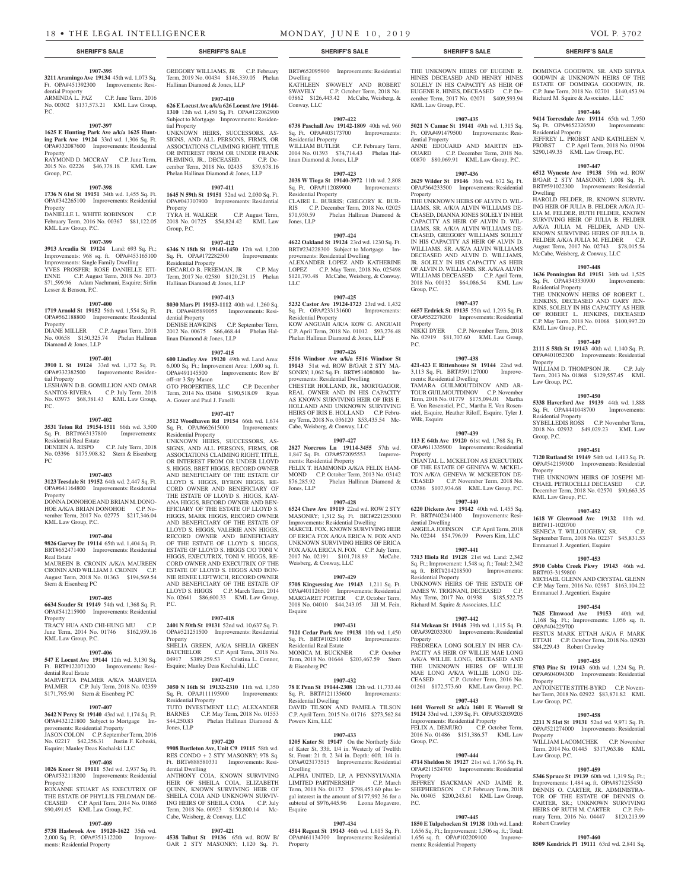**1907-395**

**3211 Aramingo Ave 19134** 45th wd. 1,073 Sq. Ft. OPA#451392300 Improvements: Residential Property
ARMINDA L. PAZ C.P. June Term, 2016 No. 00302 $137,573.21 KML Law Group, P.C.

**1907-397**

**1625 E Hunting Park Ave a/k/a 1625 Hunting Park Ave 19124** 33rd wd. 1,306 Sq. Ft. OPA#332087600 Improvements: Residential Property
RAYMOND D. MCCRAY C.P. June Term, 2015 No. 02226 $46,378.18 KML Law Group, P.C.

**1907-398**

**1736 N 61st St 19151** 34th wd. 1,455 Sq. Ft. OPA#342265100 Improvements: Residential Property
DANIELLE L. WHITE ROBINSON C.P. February Term, 2016 No. 00367 $81,122.05 KML Law Group, P.C.

**1907-399**

**3913 Arcadia St 19124** Land: 693 Sq. Ft.; Improvements: 968 sq. ft. OPA#453165100 Improvements: Single Family Dwelling
YVES PROSPER; ROSE DANIELLE ETIENNE C.P. August Term, 2018 No. 2073 $71,599.96 Adam Nachmani, Esquire; Sirlin Lesser & Benson, P.C.

**1907-400**

**1719 Arnold St 19152** 56th wd. 1,554 Sq. Ft. OPA#562188800 Improvements: Residential Property
DIANE MILLER C.P. August Term, 2018 No. 00658 $150,325.74 Phelan Hallinan Diamond & Jones, LLP

**1907-401**

**3910 L St 19124** 33rd wd. 1,172 Sq. Ft. OPA#332382500 Improvements: Residential Property
LESHAWN D.B. GOMILLION AND OMAR SANTOS-RIVERA C.P. July Term, 2018 No. 03973 $68,381.43 KML Law Group, P.C.

**1907-402**

**3531 Teton Rd 19154-1511** 66th wd. 3,500 Sq. Ft. BRT#663137800 Improvements: Residential Real Estate
DENEEN A. RISPO C.P. July Term, 2018 No. 03396 $175,908.82 Stern & Eisenberg PC

**1907-403**

**3123 Teesdale St 19152** 64th wd. 2,447 Sq. Ft. OPA#641164800 Improvements: Residential Property
DONNA DONOHOE AND BRIAN M. DONOHOE A/K/A BRIAN DONOHOE C.P. November Term, 2017 No. 02775 $217,346.04 KML Law Group, P.C.

**1907-404**

**9826 Garvey Dr 19114** 65th wd. 1,404 Sq. Ft. BRT#652471400 Improvements: Residential Real Estate
MAUREEN B. CRONIN A/K/A MAUREEN CRONIN AND WILLIAM J. CRONIN C.P. August Term, 2018 No. 01363 $194,569.54 Stern & Eisenberg PC

**1907-405**

**6634 Souder St 19149** 54th wd. 1,368 Sq. Ft. OPA#541215900 Improvements: Residential Property
TRACY HUA AND CHI-HUNG MU C.P. June Term, 2014 No. 01746 $162,959.16 KML Law Group, P.C.

**1907-406**

**547 E Locust Ave 19144** 12th wd. 3,130 Sq. Ft. BRT#122071200 Improvements: Residential Real Estate
MARVETTA PALMER A/K/A MARVETA PALMER C.P. July Term, 2018 No. 02359 $171,795.90 Stern & Eisenberg PC

**1907-407**

**3642 N Percy St 19140** 43rd wd. 1,174 Sq. Ft. OPA#432121800 Subject to Mortgage Improvements: Residential Property
JASON COLON C.P. September Term, 2016 No. 02217 $42,256.31 Justin F. Kobeski, Esquire; Manley Deas Kochalski LLC

**1907-408**

**1026 Knorr St 19111** 53rd wd. 2,937 Sq. Ft. OPA#532118200 Improvements: Residential Property
ROXANNE STUART AS EXECUTRIX OF THE ESTATE OF PHYLLIS FELDMAN DECEASED C.P. April Term, 2014 No. 01865 $90,491.05 KML Law Group, P.C.

**1907-409**

**5738 Hasbrook Ave 19120-1622** 35th wd. 2,000 Sq. Ft. OPA#351312200 Improvements: Residential Property
GREGORY WILLIAMS, JR C.P. February Term, 2019 No. 00434 $146,339.05 Phelan Hallinan Diamond & Jones, LLP

**1907-410**

**626 E Locust Ave a/k/a 626 Locust Ave 19144-1310** 12th wd. 1,450 Sq. Ft. OPA#122062900 Subject to Mortgage Improvements: Residential Property
UNKNOWN HEIRS, SUCCESSORS, ASSIGNS, AND ALL PERSONS, FIRMS, OR ASSOCIATIONS CLAIMING RIGHT, TITLE OR INTEREST FROM OR UNDER FRANK FLEMING, JR., DECEASED. C.P. December Term, 2018 No. 02435 $39,678.16 Phelan Hallinan Diamond & Jones, LLP

**1907-411**

**1645 N 59th St 19151** 52nd wd. 2,030 Sq. Ft. OPA#043307900 Improvements: Residential Property
TYRA H. WALKER C.P. August Term, 2018 No. 01725 $54,824.42 KML Law Group, P.C.

**1907-412**

**6346 N 18th St 19141-1450** 17th wd. 1,200 Sq. Ft. OPA#172282500 Improvements: Residential Property
DECARLO B. FREEMAN, JR C.P. May Term, 2017 No. 02580 $120,231.15 Phelan Hallinan Diamond & Jones, LLP

**1907-413**

**8030 Mars Pl 19153-1112** 40th wd. 1,260 Sq. Ft. OPA#405890055 Improvements: Residential Property
DENISE HAWKINS C.P. September Term, 2012 No. 00675 $66,468.44 Phelan Hallinan Diamond & Jones, LLP

**1907-415**

**600 Lindley Ave 19120** 49th wd. Land Area: 6,000 Sq. Ft.; Improvement Area: 1,600 sq. ft. OPA#491145500 Improvements: Row B/ off-str 3 Sty Mason
GTO PROPERTIES, LLC C.P. December Term, 2014 No. 03404 $190,518.09 Ryan A. Gower and Paul J. Fanelli

**1907-417**

**3512 Woodhaven Rd 19154** 66th wd. 1,674 Sq. Ft. OPA#662615000 Improvements: Residential Property
UNKNOWN HEIRS, SUCCESSORS, ASSIGNS, AND ALL PERSONS, FIRMS, OR ASSOCIATIONS CLAIMING RIGHT, TITLE, OR INTEREST FROM OR UNDER LLOYD S. HIGGS, BRET HIGGS, RECORD OWNER AND BENEFICIARY OF THE ESTATE OF LLOYD S. HIGGS, BYRON HIGGS, RECORD OWNER AND BENEFICIARY OF THE ESTATE OF LLOYD S. HIGGS, KAYANA HIGGS, RECORD OWNER AND BENEFICIARY OF THE ESTATE OF LLOYD S. HIGGS, MARK HIGGS, RECORD OWNER AND BENEFICIARY OF THE ESTATE OF LLOYD S. HIGGS, VALERIE ANN HIGGS, RECORD OWNER AND BENEFICIARY OF THE ESTATE OF LLOYD S. HIGGS, ESTATE OF LLOYD S. HIGGS C/O TONI V. HIGGS, EXECUTRIX, TONI V. HIGGS, RECORD OWNER AND EXECUTRIX OF THE ESTATE OF LLOYD S. HIGGS AND BONNIE RENEE LEFTWICH, RECORD OWNER AND BENEFICIARY OF THE ESTATE OF LLOYD S. HIGGS C.P. March Term, 2014 No. 02641 $86,600.33 KML Law Group, P.C.

**1907-418**

**2401 N 50th St 19131** 52nd wd. 10,637 Sq. Ft. OPA#521251500 Improvements: Residential Property
SHELIA GREEN, A/K/A SHELIA GREEN BATCHELOR C.P. April Term, 2018 No. 04917 $389,259.53 Cristina L. Connor, Esquire; Manley Deas Kochalski, LLC

**1907-419**

**3050 N 16th St 19132-2310** 11th wd. 1,350 Sq. Ft. OPA#111195900 Improvements: Residential Property
TUTO INVESTMENT LLC; ALEXANDER BARNES C.P. May Term, 2018 No. 01553 $44,250.83 Phelan Hallinan Diamond & Jones, LLP

**1907-420**

**9908 Bustleton Ave, Unit C9 19115** 58th wd. RES CONDO + 2 STY MASONRY; 978 Sq. Ft. BRT#888580331 Improvements: Residential Dwelling
ANTHONY COIA, KNOWN SURVIVING HEIR OF SHEILA COIA, ELIZABETH QUINN, KNOWN SURVIVING HEIR OF SHEILA COIA AND UNKNOWN SURVIVING HEIRS OF SHEILA COIA C.P. July Term, 2018 No. 00923 $150,800.14 McCabe, Weisberg, & Conway, LLC

**1907-421**

**4538 Tolbut St 19136** 65th wd. ROW B/ GAR 2 STY MASONRY; 1,120 Sq. Ft. BRT#652095900 Improvements: Residential Dwelling
KATHLEEN SWAVELY AND ROBERT SWAVELY C.P. October Term, 2018 No. 03862 $126,443.42 McCabe, Weisberg, & Conway, LLC

**1907-422**

**6738 Paschall Ave 19142-1809** 40th wd. 960 Sq. Ft. OPA#403173700 Improvements: Residential Property
WILLIAM BUTLER C.P. February Term, 2014 No. 01393 $74,714.43 Phelan Hallinan Diamond & Jones, LLP

**1907-423**

**2038 W Tioga St 19140-3972** 11th wd. 2,808 Sq. Ft. OPA#112089900 Improvements: Residential Property
CLAIRE L. BURRIS; GREGORY K. BURRIS C.P. December Term, 2018 No. 02025 $71,930.59 Phelan Hallinan Diamond & Jones, LLP

**1907-424**

**4622 Oakland St 19124** 23rd wd. 1230 Sq. Ft. BRT#234228300 Subject to Mortgage Improvements: Residential Dwelling
ALEXANDER LOPEZ AND KATHERINE LOPEZ C.P. May Term, 2018 No. 025498 $121,793.48 McCabe, Weisberg, & Conway, LLC

**1907-425**

**5232 Castor Ave 19124-1723** 23rd wd. 1,432 Sq. Ft. OPA#233131600 Improvements: Residential Property
KOW ANGUAH A/K/A KOW G. ANGUAH C.P. April Term, 2018 No. 01012 $93,276.48 Phelan Hallinan Diamond & Jones, LLP

**1907-426**

**5516 Windsor Ave a/k/a 5516 Windsor St 19143** 51st wd. ROW B/GAR 2 STY MASONRY; 1,062 Sq. Ft. BRT#514080800 Improvements: Residential Dwelling
CHESTER HOLLAND, JR., MORTGAGOR, REAL OWNER AND IN HIS CAPACITY AS KNOWN SURVIVING HEIR OF IRIS E. HOLLAND AND UNKNOWN SURVIVING HEIRS OF IRIS E. HOLLAND C.P. February Term, 2018 No. 036120 $53,435.54 McCabe, Weisberg, & Conway, LLC

**1907-427**

**2827 Norcross Ln 19114-3455** 57th wd. 1,847 Sq. Ft. OPA#572095553 Improvements: Residential Property
FELIX T. HAMMOND A/K/A FELIX HAMMOND C.P. October Term, 2013 No. 03142 $76,285.92 Phelan Hallinan Diamond & Jones, LLP

**1907-428**

**6524 Chew Ave 19119** 22nd wd. ROW 2 STY MASONRY; 1,312 Sq. Ft. BRT#221253000 Improvements: Residential Dwelling
MARCEL FOX, KNOWN SURVIVING HEIR OF ERICA FOX A/K/A ERICA N. FOX AND UNKNOWN SURVIVING HEIRS OF ERICA FOX A/K/A ERICA N. FOX C.P. July Term, 2017 No. 02191 $101,718.89 McCabe, Weisberg, & Conway, LLC

**1907-429**

**5708 Kingsessing Ave 19143** 1,211 Sq. Ft. OPA#401126500 Improvements: Residential MARGARET PORTER C.P. October Term, 2018 No. 04010 $44,243.05 Jill M. Fein, Esquire

**1907-431**

**7121 Cedar Park Ave 19138** 10th wd. 1,450 Sq. Ft. BRT#102511600 Improvements: Residential Real Estate
MONICA M. BUCKNER C.P. October Term, 2018 No. 01644 $203,467.59 Stern & Eisenberg PC

**1907-432**

**78 E Penn St 19144-2308** 12th wd. 11,733.44 Sq. Ft. BRT#121135600 Improvements: Residential Dwelling
DAVID TILSON AND PAMELA TILSON C.P. April Term, 2015 No. 01716 $273,562.84 Powers Kirn, LLC

**1907-433**

**1205 Kater St 19147** On the Northerly Side of Kater St, 33ft. 1/4 in. Westerly of Twelfth St. Front: 21 ft. 2 3/4 in. Depth: 60ft. 1/4 in. OPA#023173515 Improvements: Residential Dwelling
ALPHA UNITED, LP, A PENNSYLVANIA LIMITED PARTNERSHIP C.P. March Term, 2018 No. 01172 $798,453.60 plus legal interest in the amount of $177,992.36 for a subtotal of $976,445.96 Leona Mogavero, Esquire

**1907-434**

**4514 Regent St 19143** 46th wd. 1,615 Sq. Ft. OPA#461134700 Improvements: Residential Property
THE UNKNOWN HEIRS OF EUGENE R. HINES DECEASED AND HENRY HINES SOLELY IN HIS CAPACITY AS HEIR OF EUGENE R. HINES, DECEASED C.P. December Term, 2017 No. 02071 $409,593.94 KML Law Group, P.C.

**1907-435**

**5021 N Camac St 19141** 49th wd. 1,315 Sq. Ft. OPA#491479500 Improvements: Residential Property
ANNE EDOUARD AND MARTIN EDOUARD C.P. December Term, 2018 No. 00870 $80,069.91 KML Law Group, P.C.

**1907-436**

**2629 Wilder St 19146** 36th wd. 672 Sq. Ft. OPA#364233500 Improvements: Residential Property
THE UNKNOWN HEIRS OF ALVIN D. WILLIAMS, SR. A/K/A ALVIN WILLIAMS DECEASED, DIANNA JONES SOLELY IN HER CAPACITY AS HEIR OF ALVIN D. WILLIAMS, SR. A/K/A ALVIN WILLIAMS DECEASED, GREGORY WILLIAMS SOLELY IN HIS CAPACITY AS HEIR OF ALVIN D. WILLIAMS, SR. A/K/A ALVIN WILLIAMS DECEASED AND ALVIN D. WILLIAMS, JR. SOLELY IN HIS CAPACITY AS HEIR OF ALVIN D. WILLIAMS, SR. A/K/A ALVIN WILLIAMS DECEASED C.P. April Term, 2018 No. 00132 $64,086.54 KML Law Group, P.C.

**1907-437**

**6657 Erdrick St 19135** 55th wd. 1,293 Sq. Ft. OPA#552278200 Improvements: Residential Property
NIKKI DYER C.P. November Term, 2018 No. 02919 $81,707.60 KML Law Group, P.C.

**1907-438**

**421-423 E Rittenhouse St 19144** 22nd wd. 3,113 Sq. Ft. BRT#591127000 Improvements: Residential Dwelling
TAMARA GUILMOUTDINOV AND ARTOUR GUILMOUTDINOV C.P. November Term, 2018 No. 01779 $175,094.01 Martha E. Von Rosenstiel, P.C., Martha E. Von Rosenstiel, Esquire, Heather Riloff, Esquire, Tyler J. Wilk, Esquire

**1907-439**

**113 E 64th Ave 19120** 61st wd. 1,768 Sq. Ft. OPA#611335900 Improvements: Residential Property
CHANTAL L. MCKELTON AS EXECUTRIX OF THE ESTATE OF GENEVA W. MCKELTON A/K/A GENEVA W. MCKEETON DECEASED C.P. November Term, 2018 No. 03386 $107,934.68 KML Law Group, P.C.

**1907-440**

**6220 Dickens Ave 19142** 40th wd. 1,455 Sq. Ft. BRT#402241400 Improvements: Residential Dwelling
ANGELA JOHNSON C.P. April Term, 2018 No. 02244 $54,796.09 Powers Kirn, LLC

**1907-441**

**7313 Hiola Rd 19128** 21st wd. Land: 2,342 Sq. Ft.; Improvement: 1,548 sq. ft.; Total: 2,342 sq. ft. BRT#214218500 Improvements: Residential Property
UNKNOWN HEIRS OF THE ESTATE OF JAMES W. TRIGNANI, DECEASED C.P. May Term, 2017 No. 01938 $185,522.75 Richard M. Squire & Associates, LLC

**1907-442**

**514 Mckean St 19148** 39th wd. 1,115 Sq. Ft. OPA#392033300 Improvements: Residential Property
FREDREKA LONG SOLELY IN HER CAPACITY AS HEIR OF WILLIE MAE LONG A/K/A WILLIE LONG, DECEASED AND THE UNKNOWN HEIRS OF WILLIE MAE LONG A/K/A WILLIE LONG DECEASED C.P. October Term, 2016 No. 01261 $172,573.60 KML Law Group, P.C.

**1907-443**

**1601 Worrell St a/k/a 1601 E Worrell St 19124** 33rd wd. 1,339 Sq. Ft. OPA#332039205 Improvements: Residential Property
FELIX A. DEMURO C.P. October Term, 2016 No. 01486 $151,386.57 KML Law Group, P.C.

**1907-444**

**4714 Sheldon St 19127** 21st wd. 1,766 Sq. Ft. OPA#211524700 Improvements: Residential Property
JEFFREY ISACKMAN AND JAIME R. SHEPHERDSON C.P. February Term, 2018 No. 00405 $200,243.61 KML Law Group, P.C.

**1907-445**

**1850 E Tulpehocken St 19138** 10th wd. Land: 1,656 Sq. Ft.; Improvement: 1,506 sq. ft.; Total: 1,656 sq. ft. OPA#102209100 Improvements: Residential Property
DOMINGA GOODWIN, SR. AND SHYRA GODWIN & UNKNOWN HEIRS OF THE ESTATE OF DOMINGA GOODWIN, JR. C.P. June Term, 2018 No. 02701 $140,453.94 Richard M. Squire & Associates, LLC

**1907-446**

**9414 Torresdale Ave 19114** 65th wd. 7,950 Sq. Ft. OPA#652326500 Improvements: Residential Property
JEFFREY L. PROBST AND KATHLEEN V. PROBST C.P. April Term, 2018 No. 01904 $290,149.35 KML Law Group, P.C.

**1907-447**

**6512 Wyncote Ave 19138** 59th wd. ROW B/GAR 2 STY MASONRY; 1,008 Sq. Ft. BRT#591022300 Improvements: Residential Dwelling
HAROLD FELDER, JR. KNOWN SURVIVING HEIR OF JULIA B. FELDER A/K/A JULIA M. FELDER, RUTH FELDER, KNOWN SURVIVING HEIR OF JULIA B. FELDER A/K/A JULIA M. FELDER, AND UNKNOWN SURVIVING HEIRS OF JULIA B. FELDER A/K/A JULIA M. FELDER C.P. August Term, 2017 No. 02743 $78,015.54 McCabe, Weisberg, & Conway, LLC

**1907-448**

**1636 Pennington Rd 19151** 34th wd. 1,525 Sq. Ft. OPA#343330900 Improvements: Residential Property
THE UNKNOWN HEIRS OF ROBERT L. JENKINS, DECEASED AND GARY JENKINS, SOLELY IN HIS CAPACITY AS HEIR OF ROBERT L. JENKINS, DECEASED C.P. May Term, 2018 No. 01068 $100,997.20 KML Law Group, P.C.

**1907-449**

**2111 S 58th St 19143** 40th wd. 1,140 Sq. Ft. OPA#401052300 Improvements: Residential Property
WILLIAM D. THOMPSON JR. C.P. July Term, 2013 No. 01868 $129,557.45 KML Law Group, P.C.

**1907-450**

**5338 Haverford Ave 19139** 44th wd. 1,888 Sq. Ft. OPA#441048700 Improvements: Residential Property
SYBELLEDIS ROSS C.P. November Term, 2018 No. 02932 $49,029.23 KML Law Group, P.C.

**1907-451**

**7120 Rutland St 19149** 54th wd. 1,413 Sq. Ft. OPA#542159300 Improvements: Residential Property
THE UNKNOWN HEIRS OF JOSEPH MICHAEL PETROCELLI DECEASED C.P. December Term, 2018 No. 02570 $90,663.35 KML Law Group, P.C.

**1907-452**

**1618 W Glenwood Ave 19132** 11th wd. BRT#11-1020700
SENECA T. WILLOUGHBY, SR. C.P. September Term, 2018 No. 02237 $45,831.53 Emmanuel J. Argentieri, Esquire

**1907-453**

**5910 Cobbs Creek Pkwy 19143** 46th wd. BRT#03-3159800
MICHAEL GLENN AND CRYSTAL GLENN C.P. May Term, 2016 No. 02987 $163,104.22 Emmanuel J. Argentieri, Esquire

**1907-454**

**7625 Elmwood Ave 19153** 40th wd. 1,168 Sq. Ft.; Improvements: 1,056 sq. ft. OPA#404229700
FESTUS MARK ETTAH A/K/A F. MARK ETTAH C.P. October Term, 2018 No. 02920 $84,229.43 Robert Crawley

**1907-455**

**5703 Pine St 19143** 60th wd. 1,224 Sq. Ft. OPA#604094300 Improvements: Residential Property
ANTOINETTE STITH-BYRD C.P. November Term, 2018 No. 02922 $83,871.82 KML Law Group, P.C.

**1907-458**

**2211 N 51st St 19131** 52nd wd. 9,971 Sq. Ft. OPA#521274000 Improvements: Residential Property
WILLIAM LACOMCHEK C.P. November Term, 2014 No. 01445 $317,963.86 KML Law Group, P.C.

**1907-459**

**5346 Spruce St 19139** 60th wd. 1,319 Sq. Ft.; Improvements: 1,484 sq. ft. OPA#871255450
DENNIS O. CARTER, JR. ADMINISTRATOR OF THE ESTATE OF DENNIS O. CARTER, SR.; UNKNOWN SURVIVING HEIRS OF RUTH M. CARTER C.P. February Term, 2016 No. 04447 $120,213.99 Robert Crawley

**1907-460**

**8509 Kendrick Pl 19111** 63rd wd. 2,841 Sq.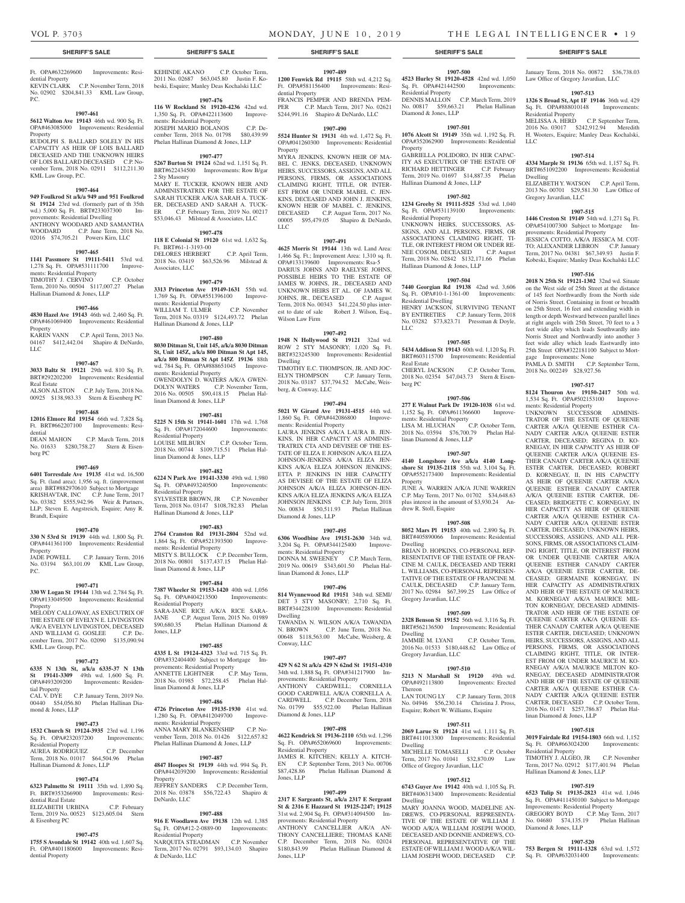Ft. OPA#632269600 Improvements: Residential Property
KEVIN CLARK C.P. November Term, 2018 No. 02902 $204,841.33 KML Law Group, P.C.

**1907-461**
**5612 Walton Ave 19143** 46th wd. 900 Sq. Ft. OPA#463085000 Improvements: Residential Property
RUDOLPH S. BALLARD SOLELY IN HIS CAPACITY AS HEIR OF LOIS BALLARD DECEASED AND THE UNKNOWN HEIRS OF LOIS BALLARD DECEASED C.P. November Term, 2018 No. 02911 $112,211.30 KML Law Group, P.C.

**1907-464**
**949 Foulkrod St a/k/a 949 and 951 Foulkrod St 19124** 23rd wd. (formerly part of th 35th wd.) 5,000 Sq. Ft. BRT#233037300 Improvements: Residential Dwelling
ANTHONY WOODARD AND SAMANTHA WOODARD C.P. June Term, 2018 No. 02016 $74,705.21 Powers Kirn, LLC

**1907-465**
**1141 Passmore St 19111-5411** 53rd wd. 1,278 Sq. Ft. OPA#531111700 Improvements: Residential Property
TIMOTHY J. CERVINO C.P. October Term, 2010 No. 00504 $117,007.27 Phelan Hallinan Diamond & Jones, LLP

**1907-466**
**4830 Hazel Ave 19143** 46th wd. 2,460 Sq. Ft. OPA#461069400 Improvements: Residential Property
KAREN VANN C.P. April Term, 2013 No. 04167 $412,442.04 Shapiro & DeNardo, LLC

**1907-467**
**3033 Baltz St 19121** 29th wd. 810 Sq. Ft. BRT#292202200 Improvements: Residential Real Estate
ALSON ALSTON C.P. July Term, 2018 No. 00925 $138,983.33 Stern & Eisenberg PC

**1907-468**
**12016 Elmore Rd 19154** 66th wd. 7,828 Sq. Ft. BRT#662207100 Improvements: Residential
DEAN MAHON C.P. March Term, 2018 No. 01633 $280,758.27 Stern & Eisenberg PC

**1907-469**
**6401 Torresdale Ave 19135** 41st wd. 16,500 Sq. Ft. (land area); 1,956 sq. ft. (improvement area) BRT#882970610 Subject to Mortgage
KRISHAVTAR, INC C.P. June Term, 2017 No. 03382 $555,942.96 Weir & Partners, LLP; Steven E. Angstreich, Esquire; Amy R. Brandt, Esquire

**1907-470**
**330 N 53rd St 19139** 44th wd. 1,800 Sq. Ft. OPA#441361100 Improvements: Residential Property
JADE POWELL C.P. January Term, 2016 No. 03194 $63,101.09 KML Law Group, P.C.

**1907-471**
**330 W Logan St 19144** 13th wd. 2,784 Sq. Ft. OPA#133049500 Improvements: Residential Property
MELODY CALLOWAY, AS EXECUTRIX OF THE ESTATE OF EVELYN E. LIVINGSTON A/K/A EVELYN LIVINGSTON, DECEASED AND WILLIAM G. GOSLEE C.P. December Term, 2017 No. 02090 $135,090.94 KML Law Group, P.C.

**1907-472**
**6335 N 13th St, a/k/a 6335-37 N 13th St 19141-3309** 49th wd. 1,600 Sq. Ft. OPA#493209200 Improvements: Residential Property
CAL V. DYE C.P. January Term, 2019 No. 00440 $54,056.80 Phelan Hallinan Diamond & Jones, LLP

**1907-473**
**1532 Church St 19124-3935** 23rd wd. 1,196 Sq. Ft. OPA#232037200 Improvements: Residential Property
AUREA RODRIGUEZ C.P. December Term, 2018 No. 01017 $64,504.96 Phelan Hallinan Diamond & Jones, LLP

**1907-474**
**6323 Palmetto St 19111** 35th wd. 1,890 Sq. Ft. BRT#353266900 Improvements: Residential Real Estate
ELIZABETH URBINA C.P. February Term, 2019 No. 00523 $123,605.04 Stern & Eisenberg PC

**1907-475**
**1755 S Avondale St 19142** 40th wd. 1,607 Sq. Ft. OPA#401180600 Improvements: Residential Property
KEHINDE AKANO C.P. October Term, 2011 No. 02687 $63,045.80 Justin F. Kobeski, Esquire; Manley Deas Kochalski LLC

**1907-476**
**116 W Rockland St 19120-4236** 42nd wd. 1,350 Sq. Ft. OPA#422113600 Improvements: Residential Property
JOSEPH MARIO BOLANOS C.P. December Term, 2018 No. 01798 $80,439.99 Phelan Hallinan Diamond & Jones, LLP

**1907-477**
**5267 Burton St 19124** 62nd wd. 1,151 Sq. Ft. BRT#622434500 Improvements: Row B/gar 2 Sty Masonry
MARY E. TUCKER, KNOWN HEIR AND ADMINISTRATRIX FOR THE ESTATE OF SARAH TUCKER A/K/A SARAH A. TUCKER, DECEASED AND SARAH A. TUCKER C.P. February Term, 2019 No. 00217 $53,046.43 Milstead & Associates, LLC

**1907-478**
**118 E Colonial St 19120** 61st wd. 1,632 Sq. Ft. BRT#61-1-3193-00
DELORES HERBERT C.P. April Term, 2018 No. 03419 $63,526.96 Milstead & Associates, LLC

**1907-479**
**3313 Princeton Ave 19149-1631** 55th wd. 1,769 Sq. Ft. OPA#551396100 Improvements: Residential Property
WILLIAM T. ULMER C.P. November Term, 2018 No. 03319 $124,493.72 Phelan Hallinan Diamond & Jones, LLP

**1907-480**
**8030 Ditman St, Unit 145, a/k/a 8030 Ditman St, Unit 145Z, a/k/a 800 Ditman St Apt 145, a/k/a 800 Ditman St Apt 145Z 19136** 88th wd. 784 Sq. Ft. OPA#888651045 Improvements: Residential Property
GWENDOLYN D. WATERS A/K/A GWENDOLYN WATERS C.P. November Term, 2016 No. 00505 $90,418.15 Phelan Hallinan Diamond & Jones, LLP

**1907-481**
**5225 N 15th St 19141-1601** 17th wd. 1,768 Sq. Ft. OPA#172044600 Improvements: Residential Property
LOUISE MILBURN C.P. October Term, 2018 No. 00744 $109,715.51 Phelan Hallinan Diamond & Jones, LLP

**1907-482**
**6224 N Park Ave 19141-3330** 49th wd. 1,980 Sq. Ft. OPA#493240500 Improvements: Residential Property
SYLVESTER BROWN, JR C.P. November Term, 2018 No. 03147 $108,782.83 Phelan Hallinan Diamond & Jones, LLP

**1907-483**
**2764 Cranston Rd 19131-2804** 52nd wd. 1,864 Sq. Ft. OPA#521393500 Improvements: Residential Property
MISTY S. BULLOCK C.P. December Term, 2018 No. 00801 $137,437.15 Phelan Hallinan Diamond & Jones, LLP

**1907-484**
**7387 Wheeler St 19153-1420** 40th wd. 1,056 Sq. Ft. OPA#404213500 Improvements: Residential Property
SARA-JANE RICE A/K/A RICE SARA-JANE C.P. August Term, 2015 No. 01989 $90,680.35 Phelan Hallinan Diamond & Jones, LLP

**1907-485**
**4335 L St 19124-4323** 33rd wd. 715 Sq. Ft. OPA#332404400 Subject to Mortgage Improvements: Residential Property
ANNETTE LIGHTNER C.P. May Term, 2018 No. 01985 $72,258.45 Phelan Hallinan Diamond & Jones, LLP

**1907-486**
**4726 Princeton Ave 19135-1930** 41st wd. 1,280 Sq. Ft. OPA#412049700 Improvements: Residential Property
ANNA MARY BLANKENSHIP C.P. November Term, 2018 No. 01426 $122,657.82 Phelan Hallinan Diamond & Jones, LLP

**1907-487**
**4847 Hoopes St 19139** 44th wd. 994 Sq. Ft. OPA#442039200 Improvements: Residential Property
JEFFREY SANDERS C.P. December Term, 2018 No. 03878 $56,722.43 Shapiro & DeNardo, LLC

**1907-488**
**916 E Woodlawn Ave 19138** 12th wd. 1,385 Sq. Ft. OPA#12-2-0889-00 Improvements: Residential Property
NARQUITA STEADMAN C.P. November Term, 2017 No. 02791 $93,134.03 Shapiro & DeNardo, LLC

**1907-489**
**1200 Fenwick Rd 19115** 58th wd. 4,212 Sq. Ft. OPA#581156400 Improvements: Residential Property
FRANCIS PEMPER AND BRENDA PEMPER C.P. March Term, 2017 No. 02621 $244,991.16 Shapiro & DeNardo, LLC

**1907-490**
**5524 Hunter St 19131** 4th wd. 1,472 Sq. Ft. OPA#041260300 Improvements: Residential Property
MYRA JENKINS, KNOWN HEIR OF MABEL C. JENKS, DECEASED, UNKNOWN HEIRS, SUCCESSORS, ASSIGNS, AND ALL PERSONS, FIRMS, OR ASSOCIATIONS CLAIMING RIGHT, TITLE, OR INTEREST FROM OR UNDER MABEL C. JENKINS, DECEASED AND JOHN J. JENKINS, KNOWN HEIR OF MABEL C. JENKINS, DECEASED C.P. August Term, 2017 No. 00005 $95,479.05 Shapiro & DeNardo, LLC

**1907-491**
**4625 Morris St 19144** 13th wd. Land Area: 1,466 Sq. Ft.; Improvement Area: 1,310 sq. ft. OPA#133139600 Improvements: Rsa-5
DARIUS JOHNS AND RAELYSE JOHNS, POSSIBLE HEIRS TO THE ESTATE OF JAMES W. JOHNS, JR., DECEASED AND UNKNOWN HEIRS ET AL. OF JAMES W. JOHNS, JR., DECEASED C.P. August Term, 2018 No. 00343 $41,224.50 plus interest to date of sale Robert J. Wilson, Esq., Wilson Law Firm

**1907-492**
**1948 N Hollywood St 19121** 32nd wd. ROW 2 STY MASONRY; 1,020 Sq. Ft. BRT#323245300 Improvements: Residential Dwelling
TIMOTHY E.C. THOMPSON, JR. AND JOCELYN THOMPSON C.P. January Term, 2018 No. 03187 $37,794.52 McCabe, Weisberg, & Conway, LLC

**1907-494**
**5021 W Girard Ave 19131-4515** 44th wd. 1,860 Sq. Ft. OPA#442086800 Improvements: Residential Property
LAURA JENKINS A/K/A LAURA B. JENKINS, IN HER CAPACITY AS ADMINISTRATRIX CTA AND DEVISEE OF THE ESTATE OF ELIZA E JOHNSON A/K/A ELIZA JOHNSON-JENKINS A/K/A ELIZA JENKINS A/K/A ELIZA JOHNSON JENKINS; ETTA P. JENKINS IN HER CAPACITY AS DEVISEE OF THE ESTATE OF ELIZA JOHNSON A/K/A ELIZA JOHNSON-JENKINS A/K/A ELIZA JENKINS A/K/A ELIZA JOHNSON JENKINS C.P. July Term, 2018 No. 00834 $50,511.93 Phelan Hallinan Diamond & Jones, LLP

**1907-495**
**6306 Woodbine Ave 19151-2630** 34th wd. 3,204 Sq. Ft. OPA#344125400 Improvements: Residential Property
DONNA M. SWEENEY C.P. March Term, 2019 No. 00619 $343,601.50 Phelan Hallinan Diamond & Jones, LLP

**1907-496**
**814 Wynnewood Rd 19151** 34th wd. SEMI/DET 3 STY MASONRY; 2,710 Sq. Ft. BRT#344228100 Improvements: Residential Dwelling
TAWANDA N. WILSON A/K/A TAWANDA N. BROWN C.P. June Term, 2018 No. 00648 $118,563.00 McCabe, Weisberg, & Conway, LLC

**1907-497**
**429 N 62 St a/k/a 429 N 62nd St 19151-4310** 34th wd. 1,888 Sq. Ft. OPA#341217900 Improvements: Residential Property
ANTHONY CARDWELL; CORNELLA GOOD CARDWELL A/K/A CORNELLA A. CARDWELL C.P. December Term, 2018 No. 01799 $55,922.00 Phelan Hallinan Diamond & Jones, LLP

**1907-498**
**4622 Kendrick St 19136-2110** 65th wd. 1,296 Sq. Ft. OPA#652069600 Improvements: Residential Property
JAMES R. KITCHEN; KELLY A. KITCHEN C.P. September Term, 2013 No. 00706 $87,428.86 Phelan Hallinan Diamond & Jones, LLP

**1907-499**
**2317 E Sargeants St, a/k/a 2317 E Sergeant St & 2316 E Hazzard St 19125-2247; 19125** 31st wd. 2,904 Sq. Ft. OPA#314094500 Improvements: Residential Property
ANTHONY CANCELLIER A/K/A ANTHONY CANCELLIERE; THOMAS KANE C.P. December Term, 2018 No. 02024 $180,843.99 Phelan Hallinan Diamond & Jones, LLP

**1907-500**
**4523 Hurley St 19120-4528** 42nd wd. 1,050 Sq. Ft. OPA#421442500 Improvements: Residential Property
DENNIS MALLON C.P. March Term, 2019 No. 00817 $59,663.21 Phelan Hallinan Diamond & Jones, LLP

**1907-501**
**1076 Alcott St 19149** 35th wd. 1,192 Sq. Ft. OPA#352062900 Improvements: Residential Property
GABRIELLA POLIDORO, IN HER CAPACITY AS EXECUTRIX OF THE ESTATE OF RICHARD HETTINGER C.P. February Term, 2019 No. 01697 $14,887.35 Phelan Hallinan Diamond & Jones, LLP

**1907-502**
**1234 Greeby St 19111-5525** 53rd wd. 1,040 Sq. Ft. OPA#531139100 Improvements: Residential Property
UNKNOWN HEIRS, SUCCESSORS, ASSIGNS, AND ALL PERSONS, FIRMS, OR ASSOCIATIONS CLAIMING RIGHT, TITLE, OR INTEREST FROM OR UNDER RENEE COSOM, DECEASED C.P. August Term, 2018 No. 02842 $132,171.66 Phelan Hallinan Diamond & Jones, LLP

**1907-504**
**7440 Georgian Rd 19138** 42nd wd. 3,606 Sq. Ft. OPA#10-1-1361-00 Improvements: Residential Dwelling
HENRY JACKSON, SURVIVING TENANT BY ENTIRETIES C.P. January Term, 2018 No. 03282 $73,823.71 Pressman & Doyle, LLC

**1907-505**
**5434 Addison St 19143** 60th wd. 1,120 Sq. Ft. BRT#603115700 Improvements: Residential Real Estate
CHERYL JACKSON C.P. October Term, 2018 No. 02354 $47,043.73 Stern & Eisenberg PC

**1907-506**
**277 E Walnut Park Dr 19120-1038** 61st wd. 1,152 Sq. Ft. OPA#611366600 Improvements: Residential Property
LISA M. HLUCHAN C.P. October Term, 2018 No. 03594 $76,700.79 Phelan Hallinan Diamond & Jones, LLP

**1907-507**
**4140 Longshore Ave a/k/a 4140 Longshore St 19135-2118** 55th wd. 3,104 Sq. Ft. OPA#552173400 Improvements: Residential Property
JUNE A. WARREN A/K/A JUNE WARREN C.P. May Term, 2017 No. 01702 $34,648.63 plus interest in the amount of $3,930.24 Andrew R. Stoll, Esquire

**1907-508**
**8052 Mars Pl 19153** 40th wd. 2,890 Sq. Ft. BRT#405890066 Improvements: Residential Dwelling
BRIAN D. HOPKINS, CO-PERSONAL REPRESENTATIVE OF THE ESTATE OF FRANCINE M. CAULK, DECEASED AND TERRI L. WILLIAMS, CO-PERSONAL REPRESENTATIVE OF THE ESTATE OF FRANCINE M. CAULK, DECEASED C.P. January Term, 2017 No. 02984 $67,399.25 Law Office of Gregory Javardian, LLC

**1907-509**
**2328 Benson St 19152** 56th wd. 3,116 Sq. Ft. BRT#562136500 Improvements: Residential Dwelling
JAMMIE M. LYANI C.P. October Term, 2016 No. 01533 $180,448.62 Law Office of Gregory Javardian, LLC

**1907-510**
**5213 N Marshall St 19120** 49th wd. OPA#492113800 Improvements: Erected Thereon
LAN TOUNG LY C.P. January Term, 2018 No. 04946 $56,230.14 Christina J. Pross, Esquire; Robert W. Williams, Esquire

**1907-511**
**2069 Larue St 19124** 41st wd. 1,111 Sq. Ft. BRT#411013300 Improvements: Residential Dwelling
MICHELLE TOMASELLI C.P. October Term, 2017 No. 01041 $32,870.09 Law Office of Gregory Javardian, LLC

**1907-512**
**6743 Guyer Ave 19142** 40th wd. 1,105 Sq. Ft. BRT#406313400 Improvements: Residential Dwelling
MARY JOANNA WOOD, MADELINE ANDREWS, CO-PERSONAL REPRESENTATIVE OF THE ESTATE OF WILLIAM J. WOOD A/K/A WILLIAM JOSEPH WOOD, DECEASED AND DONNIE ANDREWS, CO-PERSONAL REPRESENTATIVE OF THE ESTATE OF WILLIAM J. WOOD A/K/A WILLIAM JOSEPH WOOD, DECEASED C.P. January Term, 2018 No. 00872 $36,738.03 Law Office of Gregory Javardian, LLC

**1907-513**
**1326 S Broad St, Apt 1F 19146** 36th wd. 429 Sq. Ft. OPA#888010148 Improvements: Residential Property
MELISSA A. HERD C.P. September Term, 2016 No. 03017 $242,912.94 Meredith H. Wooters, Esquire; Manley Deas Kochalski, LLC

**1907-514**
**4334 Marple St 19136** 65th wd. 1,157 Sq. Ft. BRT#651092200 Improvements: Residential Dwelling
ELIZABETH Y. WATSON C.P. April Term, 2013 No. 00701 $29,581.30 Law Office of Gregory Javardian, LLC

**1907-515**
**1446 Creston St 19149** 54th wd. 1,271 Sq. Ft. OPA#541007300 Subject to Mortgage Improvements: Residential Property
JESSICA COTTO, A/K/A JESSICA M. COTTO; ALEXANDER LEBRON C.P. January Term, 2017 No. 04381 $67,349.93 Justin F. Kobeski, Esquire; Manley Deas Kochalski LLC

**1907-516**
**2018 N 25th St 19121-1302** 32nd wd. Situate on the West side of 25th Street at the distance of 145 feet Northwardly from the North side of Norris Street. Containing in front or breadth on 25th Street, 16 feet and extending width in length or depth Westward between parallel lines at right angels with 25th Street, 70 feet to a 3 feet wide alley which leads Southwardly into Norris Street and Northwardly into another 3 feet wide alley which leads Eastwardly into 25th Street OPA#322181100 Subject to Mortgage Improvements: None
PAMLA D. SMITH C.P. September Term, 2018 No. 002249 $28,927.56

**1907-517**
**8124 Thouron Ave 19150-2417** 50th wd. 1,534 Sq. Ft. OPA#502153100 Improvements: Residential Property
UNKNOWN SUCCESSOR ADMINISTRATOR OF THE ESTATE OF QUEENIE CARTER A/K/A QUEENIE ESTHER CANADY CARTER A/K/A QUEENIE ESTER CARTER, DECEASED; REGINA D. KORNEGAY, IN HER CAPACITY AS HEIR OF QUEENIE CARTER A/K/A QUEENIE ESTHER CANADY CARTER A/K/A QUEENIE ESTER CARTER, DECEASED; ROBERT D. KORNEGAY, II, IN HIS CAPACITY AS HEIR OF QUEENIE CARTER A/K/A QUEENIE ESTHER CANADY CARTER A/K/A QUEENIE ESTER CARTER, DECEASED; BRIDGETTE C. KORNEGAY, IN HER CAPACITY AS HEIR OF QUEENIE CARTER A/K/A QUEENIE ESTHER CANADY CARTER A/K/A QUEENIE ESTER CARTER, DECEASED; UNKNOWN HEIRS, SUCCESSORS, ASSIGNS, AND ALL PERSONS, FIRMS, OR ASSOCIATIONS CLAIMING RIGHT, TITLE, OR INTEREST FROM OR UNDER QUEENIE CARTER A/K/A QUEENIE ESTHER CANADY CARTER A/K/A QUEENIE ESTER CARTER, DECEASED; GERMAINE KORNEGAY, IN HER CAPACITY AS ADMINISTRATRIX AND HEIR OF THE ESTATE OF MAURICE M. KORNEGAY A/K/A MAURICE MILTON KORNEGAY, DECEASED ADMINISTRATOR AND HEIR OF THE ESTATE OF QUEENIE CARTER A/K/A QUEENIE ESTHER CANADY CARTER A/K/A QUEENIE ESTER CARTER, DECEASED; UNKNOWN HEIRS, SUCCESSORS, ASSIGNS, AND ALL PERSONS, FIRMS, OR ASSOCIATIONS CLAIMING RIGHT, TITLE, OR INTEREST FROM OR UNDER MAURICE M. KORNEGAY A/K/A MAURICE MILTON KORNEGAY, DECEASED ADMINISTRATOR AND HEIR OF THE ESTATE OF QUEENIE CARTER A/K/A QUEENIE ESTHER CANADY CARTER A/K/A QUEENIE ESTER CARTER, DECEASED C.P. October Term, 2016 No. 01471 $257,786.87 Phelan Hallinan Diamond & Jones, LLP

**1907-518**
**3019 Fairdale Rd 19154-1803** 66th wd. 1,152 Sq. Ft. OPA#663024200 Improvements: Residential Property
TIMOTHY J. ALGEO, JR C.P. November Term, 2017 No. 02912 $177,401.94 Phelan Hallinan Diamond & Jones, LLP

**1907-519**
**6523 Tulip St 19135-2823** 41st wd. 1,046 Sq. Ft. OPA#411450100 Subject to Mortgage Improvements: Residential Property
GREGORY BOYD C.P. May Term, 2017 No. 04680 $74,135.19 Phelan Hallinan Diamond & Jones, LLP

**1907-520**
**753 Bergen St 19111-1328** 63rd wd. 1,572 Sq. Ft. OPA#632031400 Improvements: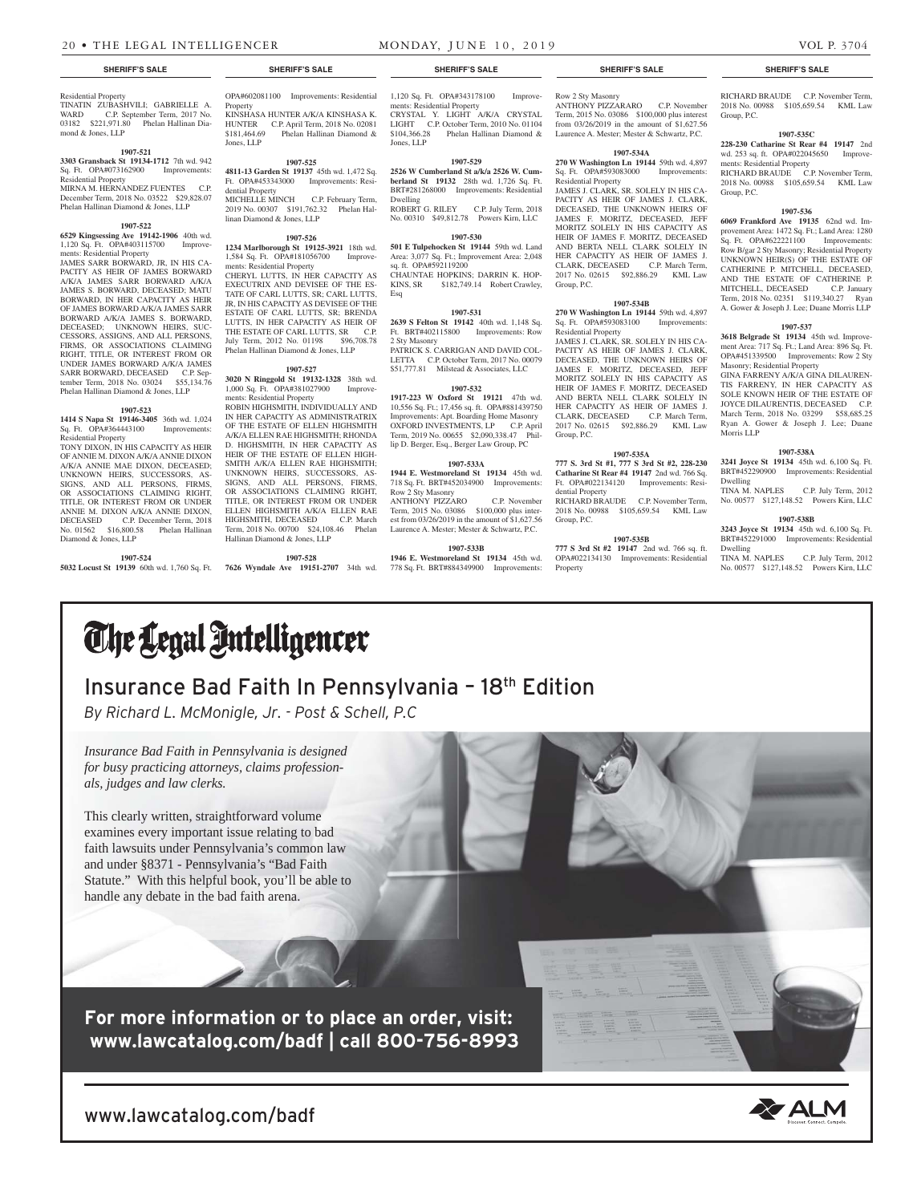## SHERIFF'S SALE

Residential Property
TINATIN ZUBASHVILI; GABRIELLE A. WARD C.P. September Term, 2017 No. 03182 $221,971.80 Phelan Hallinan Diamond & Jones, LLP

**1907-521**

**3303 Gransback St 19134-1712** 7th wd. 942 Sq. Ft. OPA#073162900 Improvements: Residential Property
MIRNA M. HERNANDEZ FUENTES C.P. December Term, 2018 No. 03522 $29,828.07 Phelan Hallinan Diamond & Jones, LLP

**1907-522**

**6529 Kingsessing Ave 19142-1906** 40th wd. 1,120 Sq. Ft. OPA#403115700 Improvements: Residential Property
JAMES SARR BORWARD, JR, IN HIS CAPACITY AS HEIR OF JAMES BORWARD A/K/A JAMES SARR BORWARD A/K/A JAMES S. BORWARD, DECEASED; MATU BORWARD, IN HER CAPACITY AS HEIR OF JAMES BORWARD A/K/A JAMES SARR BORWARD A/K/A JAMES S. BORWARD, DECEASED; UNKNOWN HEIRS, SUCCESSORS, ASSIGNS, AND ALL PERSONS, FIRMS, OR ASSOCIATIONS CLAIMING RIGHT, TITLE, OR INTEREST FROM OR UNDER JAMES BORWARD A/K/A JAMES SARR BORWARD, DECEASED C.P. September Term, 2018 No. 03024 $55,134.76 Phelan Hallinan Diamond & Jones, LLP

**1907-523**

**1414 S Napa St 19146-3405** 36th wd. 1,024 Sq. Ft. OPA#364443100 Improvements: Residential Property
TONY DIXON, IN HIS CAPACITY AS HEIR OF ANNIE M. DIXON A/K/A ANNIE DIXON A/K/A ANNIE MAE DIXON, DECEASED; UNKNOWN HEIRS, SUCCESSORS, ASSIGNS, AND ALL PERSONS, FIRMS, OR ASSOCIATIONS CLAIMING RIGHT, TITLE, OR INTEREST FROM OR UNDER ANNIE M. DIXON A/K/A ANNIE DIXON, DECEASED C.P. December Term, 2018 No. 01562 $16,800.58 Phelan Hallinan Diamond & Jones, LLP

**1907-524**

**5032 Locust St 19139** 60th wd. 1,760 Sq. Ft. OPA#602081100 Improvements: Residential Property
KINSHASA HUNTER A/K/A KINSHASA K. HUNTER C.P. April Term, 2018 No. 02081 $181,464.69 Phelan Hallinan Diamond & Jones, LLP

**1907-525**

**4811-13 Garden St 19137** 45th wd. 1,472 Sq. Ft. OPA#453343000 Improvements: Residential Property
MICHELLE MINCH C.P. February Term, 2019 No. 00307 $191,762.32 Phelan Hallinan Diamond & Jones, LLP

**1907-526**

**1234 Marlborough St 19125-3921** 18th wd. 1,584 Sq. Ft. OPA#181056700 Improvements: Residential Property
CHERYL LUTTS, IN HER CAPACITY AS EXECUTRIX AND DEVISEE OF THE ESTATE OF CARL LUTTS, SR; CARL LUTTS, JR, IN HIS CAPACITY AS DEVISEE OF THE ESTATE OF CARL LUTTS, SR; BRENDA LUTTS, IN HER CAPACITY AS HEIR OF THE ESTATE OF CARL LUTTS, SR C.P. July Term, 2012 No. 01198 $96,708.78 Phelan Hallinan Diamond & Jones, LLP

**1907-527**

**3020 N Ringgold St 19132-1328** 38th wd. 1,000 Sq. Ft. OPA#381027900 Improvements: Residential Property
ROBIN HIGHSMITH, INDIVIDUALLY AND IN HER CAPACITY AS ADMINISTRATRIX OF THE ESTATE OF ELLEN HIGHSMITH A/K/A ELLEN RAE HIGHSMITH; RHONDA D. HIGHSMITH, IN HER CAPACITY AS HEIR OF THE ESTATE OF ELLEN HIGHSMITH A/K/A ELLEN RAE HIGHSMITH; UNKNOWN HEIRS, SUCCESSORS, ASSIGNS, AND ALL PERSONS, FIRMS, OR ASSOCIATIONS CLAIMING RIGHT, TITLE, OR INTEREST FROM OR UNDER ELLEN HIGHSMITH A/K/A ELLEN RAE HIGHSMITH, DECEASED C.P. March Term, 2018 No. 00700 $24,108.46 Phelan Hallinan Diamond & Jones, LLP

**1907-528**

**7626 Wyndale Ave 19151-2707** 34th wd. 1,120 Sq. Ft. OPA#343178100 Improvements: Residential Property
CRYSTAL Y. LIGHT A/K/A CRYSTAL LIGHT C.P. October Term, 2010 No. 01104 $104,366.28 Phelan Hallinan Diamond & Jones, LLP

**1907-529**

**2526 W Cumberland St a/k/a 2526 W. Cumberland St 19132** 28th wd. 1,726 Sq. Ft. BRT#281268000 Improvements: Residential Dwelling
ROBERT G. RILEY C.P. July Term, 2018 No. 00310 $49,812.78 Powers Kirn, LLC

**1907-530**

**501 E Tulpehocken St 19144** 59th wd. Land Area: 3,077 Sq. Ft.; Improvement Area: 2,048 sq. ft. OPA#592119200
CHAUNTAE HOPKINS; DARRIN K. HOPKINS, SR $182,749.14 Robert Crawley, Esq

**1907-531**

**2639 S Felton St 19142** 40th wd. 1,148 Sq. Ft. BRT#402115800 Improvements: Row 2 Sty Masonry
PATRICK S. CARRIGAN AND DAVID COLLETTA C.P. October Term, 2017 No. 00079 $51,777.81 Milstead & Associates, LLC

**1907-532**

**1917-223 W Oxford St 19121** 47th wd. 10,556 Sq. Ft.; 17,456 sq. ft. OPA#881439750 Improvements: Apt. Boarding Home Masonry
OXFORD INVESTMENTS, LP C.P. April Term, 2019 No. 00655 $2,090,338.47 Phillip D. Berger, Esq., Berger Law Group, PC

**1907-533A**

**1944 E. Westmoreland St 19134** 45th wd. 718 Sq. Ft. BRT#452034900 Improvements: Row 2 Sty Masonry
ANTHONY PIZZARO C.P. November Term, 2015 No. 03086 $100,000 plus interest from 03/26/2019 in the amount of $1,627.56 Laurence A. Mester; Mester & Schwartz, P.C.

**1907-533B**

**1946 E. Westmoreland St 19134** 45th wd. 778 Sq. Ft. BRT#884349900 Improvements: Row 2 Sty Masonry
ANTHONY PIZZARARO C.P. November Term, 2015 No. 03086 $100,000 plus interest from 03/26/2019 in the amount of $1,627.56 Laurence A. Mester; Mester & Schwartz, P.C.

**1907-534A**

**270 W Washington Ln 19144** 59th wd. 4,897 Sq. Ft. OPA#593083000 Improvements: Residential Property
JAMES J. CLARK, SR. SOLELY IN HIS CAPACITY AS HEIR OF JAMES J. CLARK, DECEASED, THE UNKNOWN HEIRS OF JAMES F. MORITZ, DECEASED, JEFF MORITZ SOLELY IN HIS CAPACITY AS HEIR OF JAMES F. MORITZ, DECEASED AND BERTA NELL CLARK SOLELY IN HER CAPACITY AS HEIR OF JAMES J. CLARK, DECEASED C.P. March Term, 2017 No. 02615 $92,886.29 KML Law Group, P.C.

**1907-534B**

**270 W Washington Ln 19144** 59th wd. 4,897 Sq. Ft. OPA#593083100 Improvements: Residential Property
JAMES J. CLARK, SR. SOLELY IN HIS CAPACITY AS HEIR OF JAMES J. CLARK, DECEASED, THE UNKNOWN HEIRS OF JAMES F. MORITZ, DECEASED, JEFF MORITZ SOLELY IN HIS CAPACITY AS HEIR OF JAMES F. MORITZ, DECEASED AND BERTA NELL CLARK SOLELY IN HER CAPACITY AS HEIR OF JAMES J. CLARK, DECEASED C.P. March Term, 2017 No. 02615 $92,886.29 KML Law Group, P.C.

**1907-535A**

**777 S. 3rd St #1, 777 S 3rd St #2, 228-230 Catharine St Rear #4 19147** 2nd wd. 766 Sq. Ft. OPA#022134120 Improvements: Residential Property
RICHARD BRAUDE C.P. November Term, 2018 No. 00988 $105,659.54 KML Law Group, P.C.

**1907-535B**

**777 S 3rd St #2 19147** 2nd wd. 766 sq. ft. OPA#022134130 Improvements: Residential Property
RICHARD BRAUDE C.P. November Term, 2018 No. 00988 $105,659.54 KML Law Group, P.C.

**1907-535C**

**228-230 Catharine St Rear #4 19147** 2nd wd. 253 sq. ft. OPA#022045650 Improvements: Residential Property
RICHARD BRAUDE C.P. November Term, 2018 No. 00988 $105,659.54 KML Law Group, P.C.

**1907-536**

**6069 Frankford Ave 19135** 62nd wd. Improvement Area: 1472 Sq. Ft.; Land Area: 1280 Sq. Ft. OPA#622221100 Improvements: Row B/gar 2 Sty Masonry; Residential Property
UNKNOWN HEIR(S) OF THE ESTATE OF CATHERINE P. MITCHELL, DECEASED, AND THE ESTATE OF CATHERINE P. MITCHELL, DECEASED C.P. January Term, 2018 No. 02351 $119,340.27 Ryan A. Gower & Joseph J. Lee; Duane Morris LLP

**1907-537**

**3618 Belgrade St 19134** 45th wd. Improvement Area: 717 Sq. Ft.; Land Area: 896 Sq. Ft. OPA#451339500 Improvements: Row 2 Sty Masonry; Residential Property
GINA FARRENY A/K/A GINA DILAURENTIS FARRENY, IN HER CAPACITY AS SOLE KNOWN HEIR OF THE ESTATE OF JOYCE DILAURENTIS, DECEASED C.P. March Term, 2018 No. 03299 $58,685.25 Ryan A. Gower & Joseph J. Lee; Duane Morris LLP

**1907-538A**

**3241 Joyce St 19134** 45th wd. 6,100 Sq. Ft. BRT#452290900 Improvements: Residential Dwelling
TINA M. NAPLES C.P. July Term, 2012 No. 00577 $127,148.52 Powers Kirn, LLC

**1907-538B**

**3243 Joyce St 19134** 45th wd. 6,100 Sq. Ft. BRT#452291000 Improvements: Residential Dwelling
TINA M. NAPLES C.P. July Term, 2012 No. 00577 $127,148.52 Powers Kirn, LLC

---

# The Legal Intelligencer

## Insurance Bad Faith In Pennsylvania – 18th Edition

*By Richard L. McMonigle, Jr. - Post & Schell, P.C*

*Insurance Bad Faith in Pennsylvania is designed for busy practicing attorneys, claims professionals, judges and law clerks.*

This clearly written, straightforward volume examines every important issue relating to bad faith lawsuits under Pennsylvania's common law and under §8371 - Pennsylvania's "Bad Faith Statute." With this helpful book, you'll be able to handle any debate in the bad faith arena.

**For more information or to place an order, visit: www.lawcatalog.com/badf | call 800-756-8993**

www.lawcatalog.com/badf

ALM